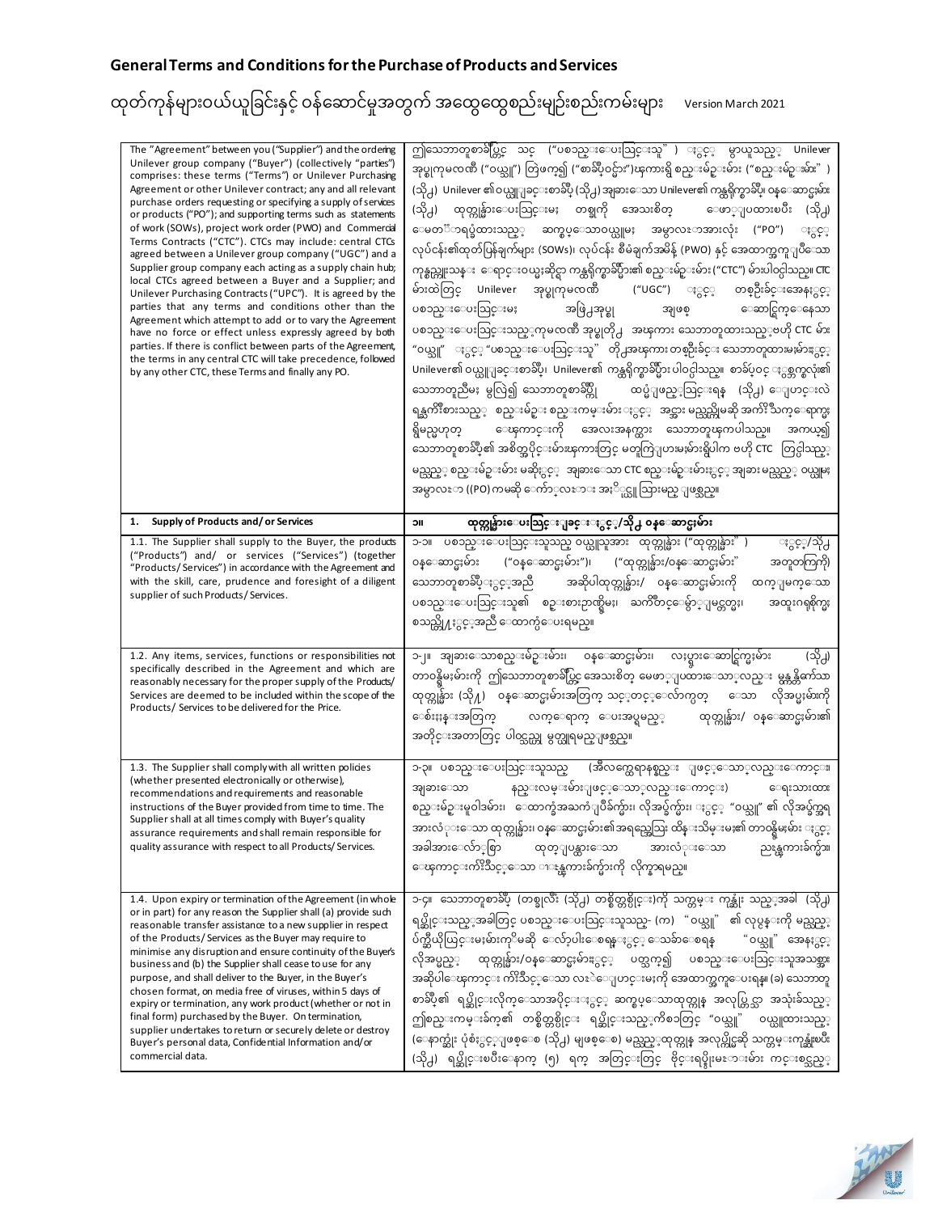## General Terms and Conditions for the Purchase of Products and Services

# ထုတ်ကုန်များဝယ်ယူခြင်းနှင့် ဝန်ဆောင်မှုအတွက် အထွေထွေစည်းမျဉ်းစည်းကမ်းများ

Version March 2021

| | |
|---|---|
| The "Agreement" between you ("Supplier") and the ordering Unilever group company ("Buyer") (collectively "parties") comprises: these terms ("Terms") or Unilever Purchasing Agreement or other Unilever contract; any and all relevant purchase orders requesting or specifying a supply of services or products ("PO"); and supporting terms such as statements of work (SOWs), project work order (PWO) and Commercial Terms Contracts ("CTC"). CTCs may include: central CTCs agreed between a Unilever group company ("UGC") and a Supplier group company each acting as a supply chain hub; local CTCs agreed between a Buyer and a Supplier; and Unilever Purchasing Contracts ("UPC"). It is agreed by the parties that any terms and conditions other than the Agreement which attempt to add or to vary the Agreement have no force or effect unless expressly agreed by both parties. If there is conflict between parts of the Agreement, the terms in any central CTC will take precedence, followed by any other CTC, these Terms and finally any PO. | ဤသဘောတူစာချုပ်တွင် သင် ("ပစ္စည်းပေးသွင်းသူ") နှင့် မှာယူသည့် Unilever အုပ်စုကုမ္ပဏီ ("ဝယ်သူ") တို့ဖက်၍ ("စာချုပ်ဝင်များ")ကြားရှိ စည်းမျဉ်းများ ("စည်းမျဉ်းများ") (သို့) Unilever ၏ဝယ်ယူခြင်းစာချုပ် (သို့) အခြားသော Unilever၏ ကန်ထရိုက်စာချုပ်၊ ဝန်ဆောင်မှုများ (သို့) ထုတ်ကုန်များပေးသွင်းမှု တစ်ခုကို အသေးစိတ် ဖော်ပြထားပြီး (သို့) တောင်းဆိုထားသည့် ဆက်စပ်သောဝယ်ယူမှု အမှာလွှာအားလုံး ("PO") နှင့် လုပ်ငန်း၏ထုတ်ပြန်ချက်များ (SOWs)၊ လုပ်ငန်း စီမံချက်အမိန့် (PWO) နှင့် အထောက်အကူပြုသော ကုန်သွယ်ရေးဆိုင်ရာ ကန်ထရိုက်စာချုပ်များ၏ စည်းမျဉ်းများ ("CTC") များပါဝင်သည်။ CTC များထဲတွင် Unilever အုပ်စုကုမ္ပဏီ ("UGC") နှင့် တစ်ဦးချင်းအနေနှင့် ပစ္စည်းပေးသွင်းမှု အဖွဲ့အစု အဖြစ် ဆောင်ရွက်နေသော ပစ္စည်းပေးသွင်းသည့်ကုမ္ပဏီ အုပ်စုတို့ အကြား သဘောတူထားသည့် ဗဟို CTC များ "ဝယ်သူ" နှင့် "ပစ္စည်းပေးသွင်းသူ" တို့အကြား တစ်ဦးချင်း သဘောတူထားမှုများနှင့် Unilever၏ ဝယ်ယူခြင်းစာချုပ်၊ Unilever၏ ကန်ထရိုက်စာချုပ်များ ပါဝင်သည်။ စာချုပ်ဝင် နှစ်ဦးစလုံး၏ သဘောတူညီမှု မပါဘဲ၍ သဘောတူစာချုပ်ကို ထပ်မံဖြည့်သွင်းရန် (သို့) ပြောင်းလဲရန် ကြိုးစားသည့် စည်းမျဉ်း စည်းကမ်းများ နှင့် အင်္ဂါ မည်သည့်ရှိမှုဆိုင်ရာ အကျိုးသက်ရောက်မှု ရှိမည်မဟုတ် ကြောင်းကို အလေးအနက်ထား သဘောတူကြပါသည်။ အကယ်၍ သဘောတူစာချုပ်၏ အစိတ်အပိုင်းများအကြားတွင် မတူကွဲပြားမှုများရှိပါက ဗဟို CTC တွင်ပါသည့် မည်သည့်စည်းမျဉ်းများ မဆိုနှင့် အခြားသော CTC စည်းမျဉ်းများနှင့် အခြား မည်သည့် ဝယ်ယူမှု အမှာလွှာ ((PO) ကမဆို ဦးစားပေး အဆင့်သို့ သွားမည်ဖြစ်သည်။ |
| **1. Supply of Products and/ or Services** | **၁။ ထုတ်ကုန်များပေးသွင်းခြင်းနှင့်/သို့ ဝန်ဆောင်မှုများ** |
| 1.1. The Supplier shall supply to the Buyer, the products ("Products") and/ or services ("Services") (together "Products/ Services") in accordance with the Agreement and with the skill, care, prudence and foresight of a diligent supplier of such Products/ Services. | ၁-၁။ ပစ္စည်းပေးသွင်းသူသည် ဝယ်ယူသူအား ထုတ်ကုန်များ ("ထုတ်ကုန်များ") နှင့်/သို့ ဝန်ဆောင်မှုများ ("ဝန်ဆောင်မှုများ")၊ ("ထုတ်ကုန်များ/ဝန်ဆောင်မှုများ" အတူတကွ) သဘောတူစာချုပ်နှင့်အညီ အဆိုပါထုတ်ကုန်များ/ ဝန်ဆောင်မှုများကို ထက်မြက်သော ပစ္စည်းပေးသွင်းသူ၏ စွမ်းရည်၊ ဂရုစိုက်မှု၊ သတိကြီးမှုနှင့် ကြိုတင်မြော်မြင်မှုတို့နှင့်အညီ ပေးသွင်းရမည်။ |
| 1.2. Any items, services, functions or responsibilities not specifically described in the Agreement and which are reasonably necessary for the proper supply of the Products/ Services are deemed to be included within the scope of the Products/ Services to be delivered for the Price. | ၁-၂။ အခြားသောပစ္စည်းများ၊ ဝန်ဆောင်မှုများ၊ လုပ်ငန်းဆောင်ရွက်မှုများ (သို့) တာဝန်ဝတ္တရားများကို ဤသဘောတူစာချုပ်တွင် အသေးစိတ် မဖော်ပြထားသော်လည်း မှန်ကန်သော ထုတ်ကုန်များ (သို့) ဝန်ဆောင်မှုများအတွက် သင့်တင့်လျောက်ပတ်သော လိုအပ်မှုများကို စျေးနှုန်းအတွက် လက်ရောက် ပေးအပ်မည့် ထုတ်ကုန်များ/ ဝန်ဆောင်မှုများ၏ အတိုင်းအတာတွင် ပါဝင်သည်ဟု မှတ်ယူရမည်ဖြစ်သည်။ |
| 1.3. The Supplier shall comply with all written policies (whether presented electronically or otherwise), recommendations and requirements and reasonable instructions of the Buyer provided from time to time. The Supplier shall at all times comply with Buyer's quality assurance requirements and shall remain responsible for quality assurance with respect to all Products/ Services. | ၁-၃။ ပစ္စည်းပေးသွင်းသူသည် (အီလက်ထရောနစ်နည်း ဖြင့်သော်လည်းကောင်း၊ အခြားသော နည်းလမ်းများဖြင့်သော်လည်းကောင်း) ရေးသားထား စည်းမျဉ်းမူဝါဒများ၊ ထောက်ခံအကြံပြုချက်များ၊ လိုအပ်ချက်များ၊ နှင့် "ဝယ်သူ" ၏ လိုအပ်ချက်အရ အားလုံးသော ထုတ်ကုန်များ၊ ဝန်ဆောင်မှုများ၏အရည်အသွေး ထိန်းသိမ်းမှု၏ တာဝန်များ နှင့် အခါအားလျော်စွာ ထုတ်ပြန်ထားသော အားလုံးသော ညွှန်ကြားချက်များ၊ ဖြေကြောင်းကျိုးသင့်သော ညွှန်ကြားချက်များကို လိုက်နာရမည်။ |
| 1.4. Upon expiry or termination of the Agreement (in whole or in part) for any reason the Supplier shall (a) provide such reasonable transfer assistance to a new supplier in respect of the Products/ Services as the Buyer may require to minimise any disruption and ensure continuity of the Buyer's business and (b) the Supplier shall cease to use for any purpose, and shall deliver to the Buyer, in the Buyer's chosen format, on media free of viruses, within 5 days of expiry or termination, any work product (whether or not in final form) purchased by the Buyer. On termination, supplier undertakes to return or securely delete or destroy Buyer's personal data, Confidential Information and/or commercial data. | ၁-၄။ သဘောတူစာချုပ် (တစ်ခုလုံး (သို့) တစ်စိတ်တစ်ပိုင်း)ကို သက်တမ်း ကုန်ဆုံး သည့်အခါ (သို့) ရပ်ဆိုင်းသည့်အခါတွင် ပစ္စည်းပေးသွင်းသူသည်- (က) "ဝယ်သူ" ၏ လုပ်ငန်းကို မည်သည့် ပျက်ပြယ်မှုမျိုးမဆို လျော့ပါးစေရန်နှင့် သေချာစေရန် "ဝယ်သူ" အနေနှင့် လိုအပ်မည့် ထုတ်ကုန်များ/ ဝန်ဆောင်မှုများနှင့် ပတ်သက်၍ ပစ္စည်းပေးသွင်းသူအသစ်အား အဆိုပါ ကြောင်းကျိုးသင့်သော လွှဲပြောင်းပေးမှုကို အထောက်အကူပေးရန်။ (ခ) သဘောတူစာချုပ်၏ ရပ်ဆိုင်းလိုက်သောအပိုင်းနှင့် ဆက်စပ်သောထုတ်ကုန် အလုပ်ပြီးစွာ အသုံးခံသည့် ဤစည်းကမ်းချက်၏ တစ်စိတ်တစ်ပိုင်း ရပ်ဆိုင်းသည့်ကိစ္စတွင် "ဝယ်သူ" ဝယ်ယူထားသည့် (နောက်ဆုံး ပုံစံနှင့်ဖြစ်စေ (သို့) မဖြစ်စေ) မည်သည့်ထုတ်ကုန် အလုပ်ကိုမဆို သက်တမ်းကုန်ဆုံးပြီး (သို့) ရပ်ဆိုင်းပြီးနောက် (၅) ရက် အတွင်းတွင် ဗိုင်းရပ်စ်မပါသော မီဒီယာများ ကင်းစင်သည့် |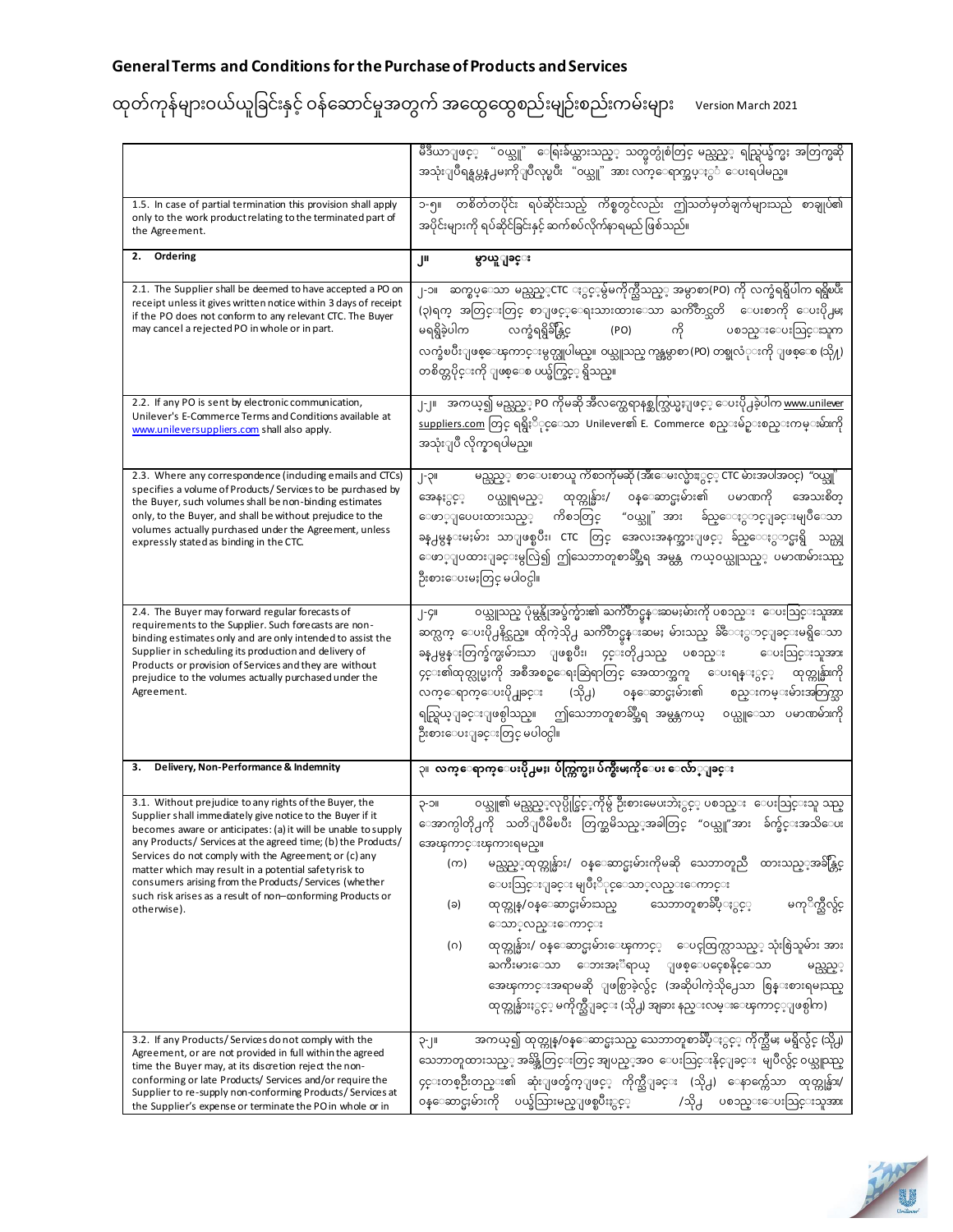## General Terms and Conditions for the Purchase of Products and Services

## ထုတ်ကုန်များဝယ်ယူခြင်းနှင့် ဝန်ဆောင်မှုအတွက် အထွေထွေစည်းမျဉ်းစည်းကမ်းများ Version March 2021

| | |
|---|---|
| | မီဒီယာဖြင့် "ဝယ်သူ" ရွေးချယ်ထားသည့် သတ္တုတစ်ခုခုတွင် မည်သည့် ရည်ရွယ်ချက်အတွက်မဆို အသုံးပြုရန်လုပ်ပိုင်ခွင့်ကို ပြုလုပ်ပြီး "ဝယ်သူ" အား လက်ရောက်အပ်နှံ ပေးရပါမည်။ |
| 1.5. In case of partial termination this provision shall apply only to the work product relating to the terminated part of the Agreement. | ၁-၅။ တစ်စိတ်တပိုင်း ရပ်ဆိုင်းသည့် ကိစ္စတွင်လည်း ဤသတ်မှတ်ချက်များသည် စာချုပ်၏ အပိုင်းများကို ရပ်ဆိုင်းခြင်းနှင့် ဆက်စပ်လိုက်နာရမည် ဖြစ်သည်။ |
| **2. Ordering** | **၂။ မှာယူခြင်း** |
| 2.1. The Supplier shall be deemed to have accepted a PO on receipt unless it gives written notice within 3 days of receipt if the PO does not conform to any relevant CTC. The Buyer may cancel a rejected PO in whole or in part. | ၂-၁။ ဆက်စပ်သော မည်သည့်CTC နှင့်မှမကိုက်ညီသည့် အမှာစာ(PO) ကို လက်ခံရရှိပါက ရရှိပြီး (၃)ရက် အတွင်းတွင် စာဖြင့်ရေးသားထားသော သက်တော်တိ ပေးစာကို ပေးပို့ခြင်း မရှိခဲ့ပါက လက်ခံရရှိချိန်တွင် (PO) ကို ပစ္စည်းပေးသွင်းသူက လက်ခံပြီးဖြစ်သည်ဟု မှတ်ယူပါမည်။ ဝယ်သူသည် ကန့်ကွက်အမှာစာ (PO) တစ်ခုလုံးကို ဖြစ်စေ (သို့) တစ်စိတ်တပိုင်းကို ဖြစ်စေ ပယ်ဖျက်ခွင့် ရှိသည်။ |
| 2.2. If any PO is sent by electronic communication, Unilever's E-Commerce Terms and Conditions available at www.unileversuppliers.com shall also apply. | ၂-၂။ အကယ်၍ မည်သည့် PO ကိုမဆို အီလက်ထရောနစ်ဆက်သွယ်မှုဖြင့် ပေးပို့ခဲ့ပါက www.unileversuppliers.com တွင် ရရှိနိုင်သော Unilever၏ E. Commerce စည်းမျဉ်းစည်းကမ်းများကို အသုံးပြု လိုက်နာရပါမည်။ |
| 2.3. Where any correspondence (including emails and CTCs) specifies a volume of Products/Services to be purchased by the Buyer, such volumes shall be non-binding estimates only, to the Buyer, and shall be without prejudice to the volumes actually purchased under the Agreement, unless expressly stated as binding in the CTC. | ၂-၃။ မည်သည့် စာပေးစာယူ ကိစ္စကိုမဆို (အီးမေးလ်များနှင့် CTC များအပါအဝင်) "ဝယ်သူ" အနေနှင့် ဝယ်ယူရမည့် ထုတ်ကုန်များ/ ဝန်ဆောင်မှုများ၏ ပမာဏကို အသေးစိတ် ဖော်ပြပေးထားသည့် ကိစ္စတွင် "ဝယ်သူ" အား ချည်နှောင်ခြင်းမပြုသော ခန့်မှန်းခြေများ သာဖြစ်ပြီး CTC တွင် အလေးအနက်အားဖြင့် ချည်နှောင်မှုရှိ သည်ဟု ဖော်ပြထားခြင်းမရှိလျှင် ဤသဘောတူစာချုပ်ရ အမှန်တကယ်ဝယ်ယူသည့် ပမာဏများသည် ဦးစားပေးမှုတွင် မပါဝင်ပါ။ |
| 2.4. The Buyer may forward regular forecasts of requirements to the Supplier. Such forecasts are non-binding estimates only and are only intended to assist the Supplier in scheduling its production and delivery of Products or provision of Services and they are without prejudice to the volumes actually purchased under the Agreement. | ၂-၄။ ဝယ်သူသည် ပုံမှန်အပ်ချက်များ၏ ခန့်မှန်းတွက်ချက်မှုများကို ပစ္စည်း ပေးသွင်းသူအား ဆက်လက် ပေးပို့နိုင်သည်။ ထိုကဲ့သို့ ခန့်မှန်းတွက်ချက်မှု များသည် ချည်နှောင်ခြင်းမရှိသော ခန့်မှန်းခြေတွက်ချက်မှုများသာ ဖြစ်ပြီး၊ ၎င်းတို့သည် ပစ္စည်း ပေးသွင်းသူအား ၎င်း၏ထုတ်လုပ်မှုကို အစီအစဉ်ရေးဆွဲရာတွင် အထောက်အကူ ပေးရန်နှင့် ထုတ်ကုန်ကို လက်ရောက်ပေးပို့ခြင်း (သို့) ဝန်ဆောင်မှုများ၏ စည်းကမ်းများအတွက်သာ ရည်ရွယ်ခြင်းဖြစ်ပါသည်။ ဤသဘောတူစာချုပ်ရ အမှန်တကယ် ဝယ်ယူသော ပမာဏကို ဦးစားပေးခြင်းတွင် မပါဝင်ပါ။ |
| **3. Delivery, Non-Performance & Indemnity** | **၃။ လက်ရောက်ပေးပို့မှု၊ ပျက်ကွက်မှု၊ ပိုက်ကွက်မှုကိုပေး လျော်ခြင်း** |
| 3.1. Without prejudice to any rights of the Buyer, the Supplier shall immediately give notice to the Buyer if it becomes aware or anticipates: (a) it will be unable to supply any Products/ Services at the agreed time; (b) the Products/ Services do not comply with the Agreement; or (c) any matter which may result in a potential safety risk to consumers arising from the Products/Services (whether such risk arises as a result of non–conforming Products or otherwise). | ၃-၁။ ဝယ်သူ၏ မည်သည့်လုပ်ပိုင်ခွင့်ကိုမှ ဦးစားမပေးဘဲနှင့် ပစ္စည်း ပေးသွင်းသူ သည် အောက်ပါတို့ကို သတိပြုမိပြီး တွက်ဆမိသည့်အခါတွင် "ဝယ်သူ"အား ချက်ချင်းအသိပေး အကြောင်းကြားရမည်။<br>(က) မည်သည့်ထုတ်ကုန်များ/ ဝန်ဆောင်မှုများကိုမဆို သဘောတူညီ ထားသည့်အချိန်တွင် ပေးသွင်းခြင်း မပြုနိုင်သောလည်းကောင်း<br>(ခ) ထုတ်ကုန်/ဝန်ဆောင်မှုများသည် သဘောတူစာချုပ်နှင့် မကိုက်ညီလျှင် သော်လည်းကောင်း<br>(ဂ) ထုတ်ကုန်များ/ ဝန်ဆောင်မှုများကြောင့် ပေါ်ပေါက်လာသည့် သုံးစွဲသူများ အား ဘေးအန္တရာယ် ဖြစ်ပေါ်စေနိုင်သော မည်သည့် အကြောင်းအရာမဆို ဖြစ်ပွားခဲ့လျှင် (အဆိုပါကဲ့သို့သော ဖြစ်စေရမည့် ထုတ်ကုန်များနှင့် မကိုက်ညီခြင်း (သို့) အခြား နည်းလမ်းကြောင့်ဖြစ်စေ) |
| 3.2. If any Products/Services do not comply with the Agreement, or are not provided in full within the agreed time the Buyer may, at its discretion reject the non-conforming or late Products/ Services and/or require the Supplier to re-supply non-conforming Products/Services at the Supplier's expense or terminate the PO in whole or in | ၃-၂။ အကယ်၍ ထုတ်ကုန်/ဝန်ဆောင်မှုသည် သဘောတူစာချုပ်နှင့် ကိုက်ညီမှု မရှိလျှင် (သို့) သဘောတူထားသည့် အချိန်တွင်တွင် အပြည့်အဝ ပေးသွင်းနိုင်ခြင်း မပြုလျှင် ဝယ်သူသည် ၎င်းတစ်ဦးတည်း၏ ဆုံးဖြတ်ချက်ဖြင့် ကိုက်ညီခြင်း (သို့) နောက်ကျသော ထုတ်ကုန်များ/ ဝန်ဆောင်မှုများကို ပယ်ဖြတ်သွားမည်ဖြစ်ပြီးနှင့် /သို့ ပစ္စည်းပေးသွင်းသူအား |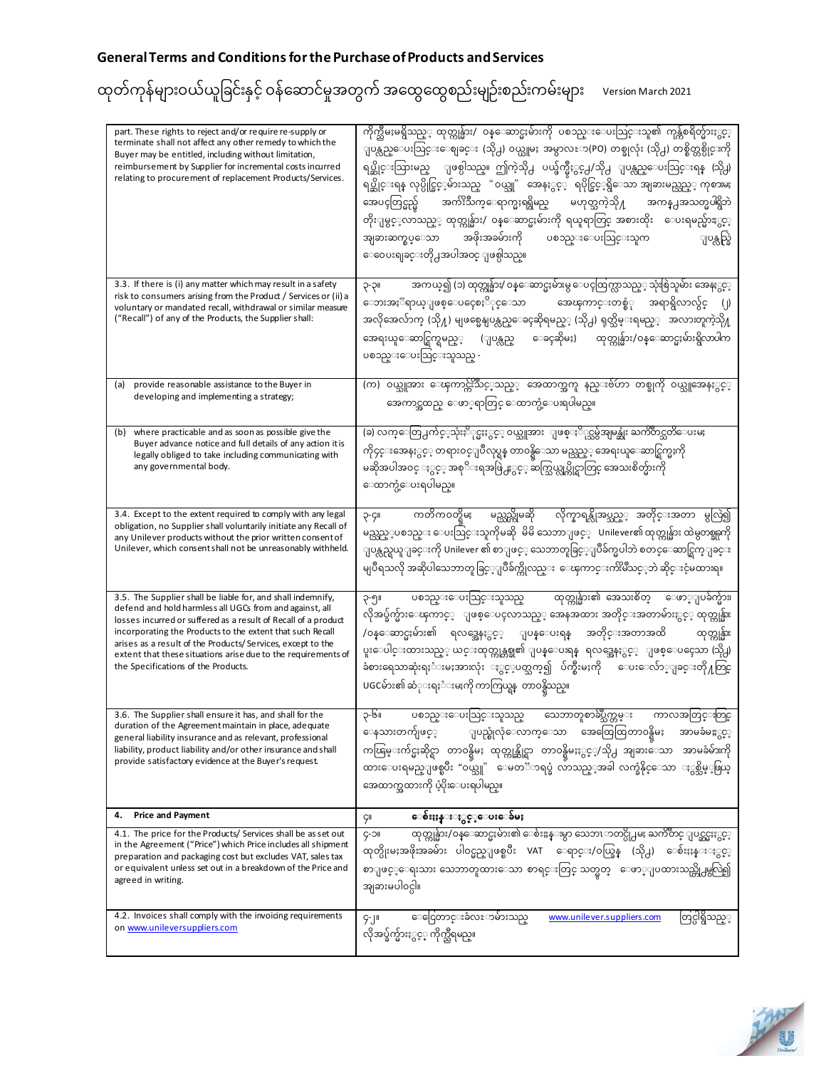**General Terms and Conditions for the Purchase of Products and Services**

ထုတ်ကုန်များဝယ်ယူခြင်းနှင့် ဝန်ဆောင်မှုအတွက် အထွေထွေစည်းမျဉ်းစည်းကမ်းများ Version March 2021

| English | Myanmar |
|---|---|
| part. These rights to reject and/or require re-supply or terminate shall not affect any other remedy to which the Buyer may be entitled, including without limitation, reimbursement by Supplier for incremental costs incurred relating to procurement of replacement Products/Services. | ကိုက်ညီမှုမရှိသည့် ထုတ်ကုန်များ/ ဝန်ဆောင်မှုများကို ပစ္စည်းပေးသွင်းသူ၏ ကုန်ကျစရိတ်ဖြင့် ပြန်လည်ပေးသွင်းစေခြင်း (သို့) ဝယ်ယူမှု အမှာလွှာ(PO) တစ်ခုလုံး (သို့) တစ်စိတ်တစ်ပိုင်းကို ရုပ်သိမ်းသွားမည် ဖြစ်သည်။ ဤကဲ့သို့ ပယ်ဖျက်ခြင်းနှင့်/သို့ ပြန်လည်ပေးသွင်းရန် (သို့) ရုပ်သိမ်းရန် လုပ်ပိုင်ခွင့်များသည် "ဝယ်သူ" အနေနှင့် ရပိုင်ခွင့်ရှိသော အခြားမည်သည့် ကုစားမှု အပေါ်တွင်မှ အကျိုးသက်ရောက်မှုရှိမည် မဟုတ်သကဲ့သို့ အကန့်အသတ်မရှိဘဲ တိုးမြှင့်လာသည့် ထုတ်ကုန်များ/ ဝန်ဆောင်မှုများကို ရယူရာတွင် အစားထိုး ပေးရမည့်နှင့် အခြားဆက်စပ်သော အဖိုးအခများကို ပစ္စည်းပေးသွင်းသူက ပြန်လည်ပေးရခြင်းတို့အပါအဝင် ဖြစ်သည်။ |
| 3.3. If there is (i) any matter which may result in a safety risk to consumers arising from the Product / Services or (ii) a voluntary or mandated recall, withdrawal or similar measure ("Recall") of any of the Products, the Supplier shall: | ၃-၃။ အကယ်၍ (၁) ထုတ်ကုန်များ/ ဝန်ဆောင်မှုများမှ ပေါ်ထွက်လာသည့် သုံးစွဲသူများ အနေနှင့် ဘေးအန္တရာယ်ဖြစ်ပေစေနိုင်သော အကြောင်းတစ်စုံ အရာရှိလာလျှင် (၂) အလိုအလျောက် (သို့) မဖြစ်မနေပြန်လည်ခေါ်ဆိုရမည့် (သို့) ရုတ်သိမ်းရမည့် အလားတူကဲ့သို့ အရေးယူဆောင်ရွက်ရမည့် (ပြန်လည် ခေါ်ဆိုမှု) ထုတ်ကုန်များ/ဝန်ဆောင်မှုများရှိလာပါက ပစ္စည်းပေးသွင်းသူသည် - |
| (a) provide reasonable assistance to the Buyer in developing and implementing a strategy; | (က) ဝယ်သူအား သြောက်ကြောင်းသင့်သည့် အထောက်အကူ နည်းဗျူဟာ တစ်ခုကို ဝယ်သူအနေနှင့် အကောင်အထည် ဖော်ရာတွင် ထောက်ပံ့ပေးရပါမည်။ |
| (b) where practicable and as soon as possible give the Buyer advance notice and full details of any action it is legally obliged to take including communicating with any governmental body. | (ခ) လက်တွေ့ကျင့်သုံးနိုင်မှုနှင့် ဝယ်သူအား ဖြစ်နိုင်သမျှအမြန်ဆုံး ကြိုတင်သတိပေးမှုကိုလည်းအနေနှင့် တရားဝင်ပြီးလုပ်ရန် တာဝန်ရှိသော မည်သည့် အရေးယူဆောင်ရွက်မှုကို မဆိုအပါအဝင် နှင့် အစိုးရအဖွဲ့နှင့် ဆက်သွယ်လုပ်ကိုင်ရာတွင် အသေးစိတ်များကို ထောက်ပံ့ပေးရပါမည်။ |
| 3.4. Except to the extent required to comply with any legal obligation, no Supplier shall voluntarily initiate any Recall of any Unilever products without the prior written consent of Unilever, which consent shall not be unreasonably withheld. | ၃-၄။ ကတိကဝတ်နှင့် မည်သည့်မဆို လိုက်နာရန်လိုအပ်သည့် အတိုင်းအတာ မှလွဲ၍ မည်သည့်ပစ္စည်း ပေးသွင်းသူကိုမဆို မိမိ သဘောဖြင့် Unilever၏ ထုတ်ကုန်များ ထဲမှတစ်ခုကို ပြန်လည်ယူခြင်းကို Unilever ၏ စာဖြင့် သဘောတူခွင့်ပြုချက်မပါဘဲ စတင်ဆောင်ရွက်ခြင်း မပြုရသလို အဆိုပါသဘောတူခွင့်ပြုချက်ကိုလည်း ကြောင်းကျိုးမဲ့သင့်ဘဲ ဆိုင်းငံ့မထားရ။ |
| 3.5. The Supplier shall be liable for, and shall indemnify, defend and hold harmless all UGCs from and against, all losses incurred or suffered as a result of Recall of a product incorporating the Products to the extent that such Recall arises as a result of the Products/ Services, except to the extent that these situations arise due to the requirements of the Specifications of the Products. | ၃-၅။ ပစ္စည်းပေးသွင်းသူသည် ထုတ်ကုန်များ၏ အသေးစိတ် ဖော်ပြချက်များ၊ လိုအပ်ချက်များကြောင့် ဖြစ်ပေါ်လာသည့် အနေအထား အတိုင်းအတာမှအပ ထုတ်ကုန်များ/ဝန်ဆောင်မှုများ၏ ရလဒ်အနေနှင့် ပြန်ပေးရန် အတိုင်းအတာအထိ ထုတ်ကုန်များ ပူးပေါင်းထားသည့် ယင်းထုတ်ကုန်တစ်ခု၏ ပြန်ပေးရန် ရလဒ်အနေနှင့် ဖြစ်ပေါ်သော (သို့) ခံစားရသောဆုံးရှုံးမှုအားလုံး နှင့်ပတ်သက်၍ ပြင်ကြွေးမှုကို ပေးလျော်ခြင်းတို့တွင် UGCများ၏ ဆုံးရှုံးမှုကို ကာကွယ်ရန် တာဝန်ရှိသည်။ |
| 3.6. The Supplier shall ensure it has, and shall for the duration of the Agreement maintain in place, adequate general liability insurance and as relevant, professional liability, product liability and/or other insurance and shall provide satisfactory evidence at the Buyer's request. | ၃-၆။ ပစ္စည်းပေးသွင်းသူသည် သဘောတူစာချုပ်သက်တမ်း ကာလအတွင်းတွင် နေသားတကျဖြင့် ပြည့်လုံလောက်သော အထွေထွေတာဝန်ခံမှု အာမခံမှုနှင့် ကျွမ်းကျင်မှုဆိုင်ရာ တာဝန်ခံမှု၊ ထုတ်ကုန်ဆိုင်ရာ တာဝန်ခံမှုနှင့်/သို့ အခြားသော အာမခံများကို ထားပေးရမည်ဖြစ်ပြီး "ဝယ်သူ" မေတ္တာရပ်ခံ လာသည့်အခါ လက်ခံနိုင်သော နည်းစနစ်မြင့် အထောက်အထားကို ပံ့ပိုးပေးရပါမည်။ |
| **4. Price and Payment** | **၄။ ဈေးနှုန်းနှင့်ပေးချေမှု** |
| 4.1. The price for the Products/ Services shall be as set out in the Agreement ("Price") which Price includes all shipment preparation and packaging cost but excludes VAT, sales tax or equivalent unless set out in a breakdown of the Price and agreed in writing. | ၄-၁။ ထုတ်ကုန်များ/ဝန်ဆောင်မှုများ၏ ဈေးနှုန်းမှာ သဘောတူညီမှု ကြိုတင် ပြဋ္ဌာန်းနှင့် ထုတ်ပိုးမှုအဖိုးအခများ ပါဝင်မည်ဖြစ်ပြီး VAT ရောင်း/ဝယ်ခွန် (သို့) ဈေးနှုန်းနှင့် စာဖြင့်ရေးသား သဘောတူထားသော စာရင်းတွင် သတ္တုတ် ဖော်ပြထားသည်မှလွဲ၍ အခြားမပါဝင်ပါ။ |
| 4.2. Invoices shall comply with the invoicing requirements on www.unileversuppliers.com | ၄-၂။ ငွေတောင်းခံလွှာများသည် www.unilever.suppliers.com တွင်ပါရှိသည့် လိုအပ်ချက်များနှင့် ကိုက်ညီရမည်။ |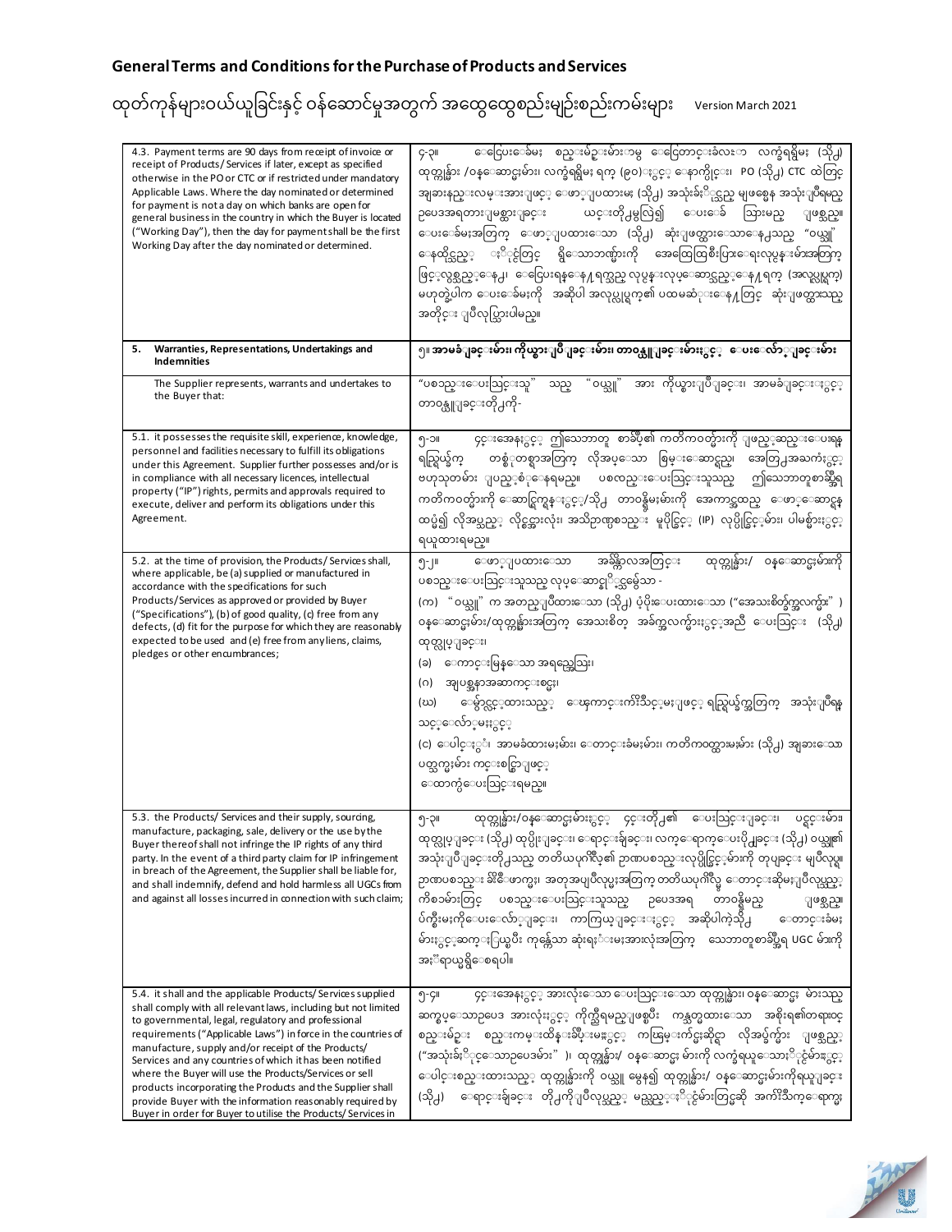**General Terms and Conditions for the Purchase of Products and Services**

ထုတ်ကုန်များဝယ်ယူခြင်းနှင့် ဝန်ဆောင်မှုအတွက် အထွေထွေစည်းမျဉ်းစည်းကမ်းများ Version March 2021

| | |
|---|---|
| 4.3. Payment terms are 90 days from receipt of invoice or receipt of Products/ Services if later, except as specified otherwise in the PO or CTC or if restricted under mandatory Applicable Laws. Where the day nominated or determined for payment is not a day on which banks are open for general business in the country in which the Buyer is located ("Working Day"), then the day for payment shall be the first Working Day after the day nominated or determined. | ၄-၃။ ငွေပေးချေမှု စည်းမျဉ်းများမှာ ငွေတောင်းခံလွှာ လက်ခံရရှိမှု (သို့) ထုတ်ကုန်များ /ဝန်ဆောင်မှုများ လက်ခံရရှိမှု ရက် (၉၀)နှင့် နောက်ကျပြီး၊ PO (သို့) CTC ထဲတွင် အခြားနည်းလမ်းအားဖြင့် ဖော်ပြထားမှု (သို့) အသုံးချနိုင်သည့် မဖြစ်မနေ အသုံးပြုရမည့် ဥပဒေအရတားမြစ်ထားခြင်း ယင်းတို့မှလွဲ၍ ပေးချေ သွားမည် ဖြစ်သည်။ ပေးချေမှုအတွက် ဖော်ပြထားသော (သို့) ဆုံးဖြတ်ထားသောနေ့သည် "ဝယ်သူ" နေထိုင်သည့် နိုင်ငံတွင် ရှိသောဘဏ်များကို အထွေထွေစီးပွားရေးလုပ်ငန်းများအတွက် ဖွင့်လှစ်သည့်နေ့၊ ငွေပေးရန်နေ့ရက်သည် လုပ်ငန်းလုပ်ဆောင်သည့်နေ့ရက် (အလုပ်ရက်) မဟုတ်ခဲ့ပါက ပေးချေမှုကို အဆိုပါ အလုပ်ရက်၏ ပထမဆုံးနေ့တွင် ဆုံးဖြတ်ထားသည့်အတိုင်း ပြုလုပ်သွားပါမည်။ |
| **5. Warranties, Representations, Undertakings and Indemnities** | **၅။ အာမခံချက်များ၊ ကိုယ်စားပြုခြင်းများ၊ တာဝန်ယူခြင်းများနှင့် ပေးလျော်ခြင်းများ** |
| The Supplier represents, warrants and undertakes to the Buyer that: | "ပစ္စည်းပေးသွင်းသူ" သည် "ဝယ်သူ" အား ကိုယ်စားပြုခြင်း၊ အာမခံခြင်းနှင့် တာဝန်ယူခြင်းတို့ကို- |
| 5.1. it possesses the requisite skill, experience, knowledge, personnel and facilities necessary to fulfill its obligations under this Agreement. Supplier further possesses and/or is in compliance with all necessary licences, intellectual property ("IP") rights, permits and approvals required to execute, deliver and perform its obligations under this Agreement. | ၅-၁။ ၎င်းအနေနှင့် ဤသဘောတူ စာချုပ်၏ ကတိကဝတ်များကို ဖြည့်ဆည်းပေးရန် ရည်ရွယ်ချက် တစ်ခုတစ်ရာအတွက် လိုအပ်သော စွမ်းဆောင်ရည်၊ အတွေ့အကြုံနှင့် ဗဟုသုတများ ပြည့်စုံနေရမည်။ ပစ္စည်းပေးသွင်းသူသည် ဤသဘောတူစာချုပ်ရှိ ကတိကဝတ်များကို ဆောင်ရွက်နှင့်/သို့ တာဝန်ခံမှုများကို အကောင်အထည် ဖော်ဆောင်ရန် ထပ်မံ၍ လိုအပ်သည့် လိုင်စင်အားလုံး၊ အသိဉာဏ်ပစ္စည်း မူပိုင်ခွင့် (IP) လုပ်ပိုင်ခွင့်များ၊ ပါမစ်များနှင့် ရယူထားရမည်။ |
| 5.2. at the time of provision, the Products/ Services shall, where applicable, be (a) supplied or manufactured in accordance with the specifications for such Products/Services as approved or provided by Buyer ("Specifications"), (b) of good quality, (c) free from any defects, (d) fit for the purpose for which they are reasonably expected to be used and (e) free from any liens, claims, pledges or other encumbrances; | ၅-၂။ ဖော်ပြထားသော အချိန်ကာလအတွင်း ထုတ်ကုန်များ/ ဝန်ဆောင်မှုများကို ပစ္စည်းပေးသွင်းသူသည် လုပ်ဆောင်ရပါမည် -<br>(က) "ဝယ်သူ" က အတည်ပြုထားသော (သို့) ပံ့ပိုးပေးထားသော ("အသေးစိတ်အချက်များ") ဝန်ဆောင်မှုများ/ထုတ်ကုန်များအတွက် အသေးစိတ် အချက်အလက်များနှင့်အညီ ပေးသွင်း (သို့) ထုတ်လုပ်ခြင်း၊<br>(ခ) ကောင်းမွန်သော အရည်အသွေး၊<br>(ဂ) ချို့ယွင်းချက်အားလုံးကင်းစင်၊<br>(ဃ) မျှော်လင့်ထားသည့် ကြောင်းကျိုးဆီလျော်မှုဖြင့် ရည်ရွယ်ချက်အတွက် အသုံးပြုရန် သင့်လျော်မှုနှင့်<br>(င) ပေါင်နှံ၊ အာမခံထားမှုများ၊ တောင်းခံမှုများ၊ ကတိကဝတ်ထားမှုများ (သို့) အခြားသော ပတ်သက်မှုများ ကင်းစင်စွာဖြင့် ထောက်ပံ့ပေးသွင်းရမည်။ |
| 5.3. the Products/ Services and their supply, sourcing, manufacture, packaging, sale, delivery or the use by the Buyer thereof shall not infringe the IP rights of any third party. In the event of a third party claim for IP infringement in breach of the Agreement, the Supplier shall be liable for, and shall indemnify, defend and hold harmless all UGCs from and against all losses incurred in connection with such claim; | ၅-၃။ ထုတ်ကုန်များ/ဝန်ဆောင်မှုများနှင့် ၎င်းတို့၏ ပေးသွင်းခြင်း၊ ပင်ရင်းများ၊ ထုတ်လုပ်ခြင်း (သို့) ထုပ်ပိုးခြင်း၊ ရောင်းချခြင်း၊ လက်ရောက်ပေးပို့ခြင်း (သို့) ဝယ်သူ၏ အသုံးပြုခြင်းတို့သည် တတိယပုဂ္ဂိုလ်၏ ဉာဏပစ္စည်းလုပ်ပိုင်ခွင့်များကို တုပခြင်း မပြုလုပ်။ ဉာဏပစ္စည်း ချိုးဖောက်မှု၊ အတုအပပြုလုပ်မှုအတွက် တတိယပုဂ္ဂိုလ်မှ တောင်းဆိုမှုပြုလုပ်သည့် ကိစ္စများတွင် ပစ္စည်းပေးသွင်းသူသည် ဥပဒေအရ တာဝန်ရှိမည် ဖြစ်သည်။ ပ်ကြေးများကိုပေးလျော်ခြင်း၊ ကာကွယ်ခြင်းနှင့် အဆိုပါကဲ့သို့ တောင်းခံမှုများနှင့်ဆက်နွယ်ပြီး ကုန်ကျသော ဆုံးရှုံးမှုအားလုံးအတွက် သဘောတူစာချုပ်ရှိ UGC များကို အန္တရာယ်ကင်းစေရပါမည်။ |
| 5.4. it shall and the applicable Products/ Services supplied shall comply with all relevant laws, including but not limited to governmental, legal, regulatory and professional requirements ("Applicable Laws") in force in the countries of manufacture, supply and/or receipt of the Products/ Services and any countries of which it has been notified where the Buyer will use the Products/Services or sell products incorporating the Products and the Supplier shall provide Buyer with the information reasonably required by Buyer in order for Buyer to utilise the Products/ Services in | ၅-၄။ ၎င်းအနေနှင့် အားလုံးသော ပေးသွင်းသော ထုတ်ကုန်များ၊ ဝန်ဆောင်မှုများသည် ဆက်စပ်သောဥပဒေ အားလုံးနှင့် ကိုက်ညီရမည်ဖြစ်ပြီး ကန့်သတ်မထားသော အစိုးရ၏တရားဝင် စည်းမျဉ်း စည်းကမ်းထိန်းသိမ်းမှုနှင့် ကျွမ်းကျင်မှုဆိုင်ရာ လိုအပ်ချက်များ ဖြစ်သည့် ("အသုံးချနိုင်သောဥပဒေများ" )၊ ထုတ်ကုန်များ/ ဝန်ဆောင်မှုများကို လက်ခံရယူသောနိုင်ငံများနှင့် ပေါင်းစည်းထားသည့် ထုတ်ကုန်များကို ဝယ်သူ မှနေ၍ ထုတ်ကုန်များ/ ဝန်ဆောင်မှုများကိုရယူခြင်း (သို့) ရောင်းချခြင်း တို့ကိုပြုလုပ်မည့် မည်သည့်နိုင်ငံများတွင်မဆို အကြောင်းကြားရေးမှု |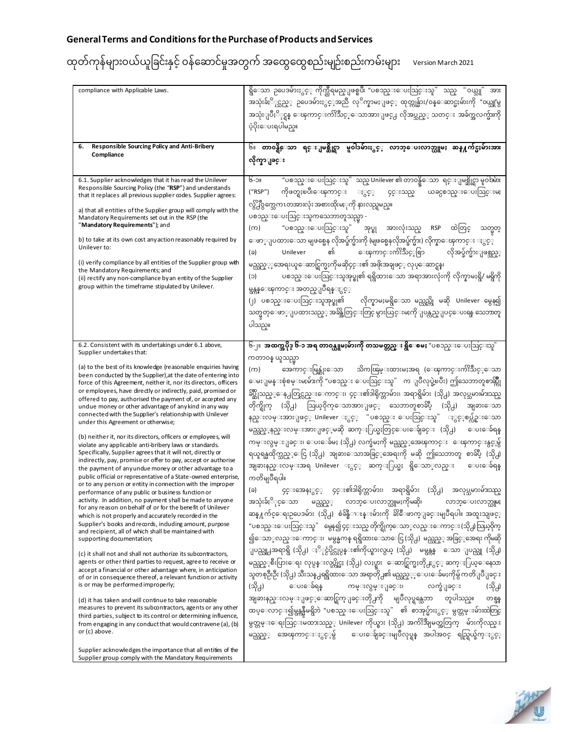## General Terms and Conditions for the Purchase of Products and Services

ထုတ်ကုန်များဝယ်ယူခြင်းနှင့် ဝန်ဆောင်မှုအတွက် အထွေထွေစည်းမျဉ်းစည်းကမ်းများ Version March 2021

| English | Myanmar |
|---|---|
| compliance with Applicable Laws. | ရှိသော ဥပဒေများနှင့် ကိုက်ညီရမည်ဖြစ်ပြီး "ပစ္စည်းပေးသွင်းသူ" သည် "ဝယ်သူ" အား အသုံးချနိုင်သည့် ဥပဒေများနှင့်အညီ လိုက်နာမှုဖြင့် ထုတ်ကုန်များ/ဝန်ဆောင်မှုများကို "ဝယ်သူ"မှ အသုံးပြုနိုင်ရန် ကြောင်းကျိုးသင့်သောအားဖြင့် လိုအပ်သည့် သတင်း အချက်အလက်များကို ပံ့ပိုးပေးရပါမည်။ |
| **6. Responsible Sourcing Policy and Anti-Bribery Compliance** | **၆။ တာဝန်ရှိသော ရင်းမြစ်ရှာ မူဝါဒများနှင့် လာဘ်ပေးလာဘ်ယူမှု ဆန့်ကျင်မှုများအား လိုက်နာခြင်း** |
| 6.1. Supplier acknowledges that it has read the Unilever Responsible Sourcing Policy (the "**RSP**") and understands that it replaces all previous supplier codes. Supplier agrees:<br><br>a) that all entities of the Supplier group will comply with the Mandatory Requirements set out in the RSP (the "**Mandatory Requirements**"); and<br><br>b) to take at its own cost any action reasonably required by Unilever to:<br><br>(i) verify compliance by all entities of the Supplier group with the Mandatory Requirements; and<br>(ii) rectify any non-compliance by an entity of the Supplier group within the timeframe stipulated by Unilever. | ၆-၁။ "ပစ္စည်းပေးသွင်းသူ" သည် Unilever ၏ တာဝန်ရှိသော ရင်းမြစ်ရှာ မူဝါဒများ ("RSP") ကိုဖတ်ရှုပြီးကြောင်း နှင့် ၎င်းသည် ယခင်ပစ္စည်းပေးသွင်းမှု လုပ်ထုံးလုပ်နည်းအားလုံးအား အစားထိုးမှုကို နားလည်ရမည်။<br>ပစ္စည်းပေးသွင်းသူကသဘောတူသည်မှာ -<br>(က) "ပစ္စည်းပေးသွင်းသူ" အုပ်စု အားလုံးသည် RSP ထဲတွင် သတ်မှတ်ဖော်ပြထားသော မဖြစ်မနေ လိုအပ်ချက်များကို (မဖြစ်မနေလိုအပ်ချက်များ) လိုက်နာကြောင်း နှင့်<br>(ခ) Unilever ၏ ကြောင်းကျိုးသင့်စွာ လိုအပ်ချက်များဖြစ်သည့် မည်သည့်အရေးယူဆောင်ရွက်မှုကိုမဆို၎င်း၏ အဖိုးအခဖြင့် လုပ်ဆောင်ရန်၊<br>(၁) ပစ္စည်းပေးသွင်းသူအုပ်စု၏ ရရှိထားသော အရာအားလုံးကို လိုက်နာမှုရှိ/ မရှိကို မှန်ကန်ကြောင်း အတည်ပြုရန် နှင့်<br>(၂) ပစ္စည်းပေးသွင်းသူအုပ်စု၏ လိုက်နာမှုမရှိသော မည်သည့် မဆို Unilever မှချ၍ သတ်မှတ်ဖော်ပြထားသည့် အချိန်ကြာတွင်းတွင် မှားယွင်းမှုကို ပြန်လည်ပြင်ပေးရန် သဘောတူပါသည်။ |
| 6.2. Consistent with its undertakings under 6.1 above, Supplier undertakes that:<br><br>(a) to the best of its knowledge (reasonable enquiries having been conducted by the Supplier), at the date of entering into force of this Agreement, neither it, nor its directors, officers or employees, have directly or indirectly, paid, promised or offered to pay, authorised the payment of, or accepted any undue money or other advantage of any kind in any way connected with the Supplier's relationship with Unilever under this Agreement or otherwise;<br><br>(b) neither it, nor its directors, officers or employees, will violate any applicable anti-bribery laws or standards. Specifically, Supplier agrees that it will not, directly or indirectly, pay, promise or offer to pay, accept or authorise the payment of any undue money or other advantage to a public official or representative of a State-owned enterprise, or to any person or entity in connection with the improper performance of any public or business function or activity. In addition, no payment shall be made to anyone for any reason on behalf of or for the benefit of Unilever which is not properly and accurately recorded in the Supplier's books and records, including amount, purpose and recipient, all of which shall be maintained with supporting documentation;<br><br>(c) it shall not and shall not authorize its subcontractors, agents or other third parties to request, agree to receive or accept a financial or other advantage where, in anticipation of or in consequence thereof, a relevant function or activity is or may be performed improperly;<br><br>(d) it has taken and will continue to take reasonable measures to prevent its subcontractors, agents or any other third parties, subject to its control or determining influence, from engaging in any conduct that would contravene (a), (b) or (c) above.<br><br>Supplier acknowledges the importance that all entities of the Supplier group comply with the Mandatory Requirements | **၆-၂။ အထက်အပိုဒ် ၆-၁ အရ တာဝန်ယူမှုများကို တသမတ်တည်း ရှိစေမှု** "ပစ္စည်းပေးသွင်းသူ" ကတာဝန် ယူသည်မှာ<br>(က) အကောင်းမြန်ဆုံးသော သိကသြမှုထားမှုအရ (ကြောင်းကျိုးသင့်သော မေးမြန်းစုံစမ်းမှုများကို "ပစ္စည်း ပေးသွင်းသူ" က ပြုလုပ်ခဲ့ပြီး) ဤသဘောတူစာချုပ်ကို စတင်အသက်ဝင်သည့်နေ့တွင်ဖြစ်စေ ၎င်းသည်လည်းကောင်း၊ ၎င်း၏ဒါရိုက်တာများ၊ အရာရှိများ (သို့) အလုပ်သမားများသည် တိုက်ရိုက် (သို့) သွယ်ဝိုက်သောအားဖြင့် သဘောတူစာချုပ် (သို့) အခြားသော နည်းလမ်းအားဖြင့် Unilever နှင့် "ပစ္စည်း ပေးသွင်းသူ" နှင့်ဆက်စပ်မှုရှိသော မည်သည့်နည်းလမ်းအားဖြင့်မဆို ဆက်နွယ်မှုတွင်ပေးချေခြင်း (သို့) ပေးချေရန် ကမ်းလှမ်းခြင်း၊ ပေးချေမှု (သို့) လက်ခံမှုကို မည်သည့်အကြောင်း ကြောင့်နှင့်မှ ရယူရန်မထိုက်သည့်ငွေ (သို့) အခြားအခွင့်အရေးကို မဆို ဤသဘောတူ စာချုပ် (သို့) အခြားနည်းလမ်းအရ Unilever နှင့် ဆက်နွယ်မှု ရှိသော်လည်း ပေးချေရန် ကတိမပြုပါ။<br>(ခ) ၎င်းအနေနှင့် ၎င်း၏ဒါရိုက်တာများ၊ အရာရှိများ (သို့) အလုပ်သမားများသည် အသုံးချနိုင်သော မည်သည့် လာဘ်ပေးလာဘ်ယူမှုကိုမဆို၊ လာဘ်ပေးလာဘ်ယူမှု ဆန့်ကျင်ရေးဥပဒေများ (သို့) စံနှုန်းများကို ချိုးဖောက်ခြင်းမပြုရပါ။ အထူးသဖြင့် "ပစ္စည်းပေးသွင်းသူ" မှချ၍ ၎င်းသည် တိုက်ရိုက်သော်လည်းကောင်း (သို့) သွယ်ဝိုက်၍သော်လည်းကောင်း၊ မမှန်မကန ရရှိထားသောငွေ (သို့) မည်သည့် အခွင့်အရေး ကိုမဆို ပြည်သူ့အရာရှိ (သို့) နိုင်ငံပိုင်လုပ်ငန်း၏ကိုယ်စားလှယ် (သို့) မမှန်ကန် သော ပြည်သူ (သို့) မည်သည့်စီးပွားရေး လုပ်ငန်းလုပ်ဖို့ (သို့) လှုပ်ရှား ဆောင်ရွက်မှုတို့နှင့် ဆက်နွယ်နေသော သူတစ်ဦးဦး (သို့) သီးသန့်ရရှိထားသော အရာတို့၏ မည်သည့်ပေးချေမှုကိုမှ ကတိပြုခြင်း (သို့) ပေးချေရန် ကမ်းလှမ်းခြင်း၊ လက်ခံခြင်း (သို့) အခြားနည်းလမ်းဖြင့်ဆောင်ရွက်ခြင်းတို့ကို မပြုလုပ်ရွေ့ဘာ တူပါသည်။ တစ်နည်း ထပ်လောင်း၍မှန်ကန်ရှိတဲ့ "ပစ္စည်းပေးသွင်းသူ" ၏ စာအုပ်များနှင့် မှတ်တမ်းများထဲတွင် မှတ်တမ်းရေးသွင်းမထားသည့် Unilever ကိုယ်စား (သို့) အကျိုးအမြတ်အတွက် မည်သူ့ကိုမှ မည်သည့် အကြောင်းကြောင့်မှ ပေးချေခြင်းမပြုလုပ်ရန် အပါအဝင် ရည်ရွယ်ချက်နှင့် |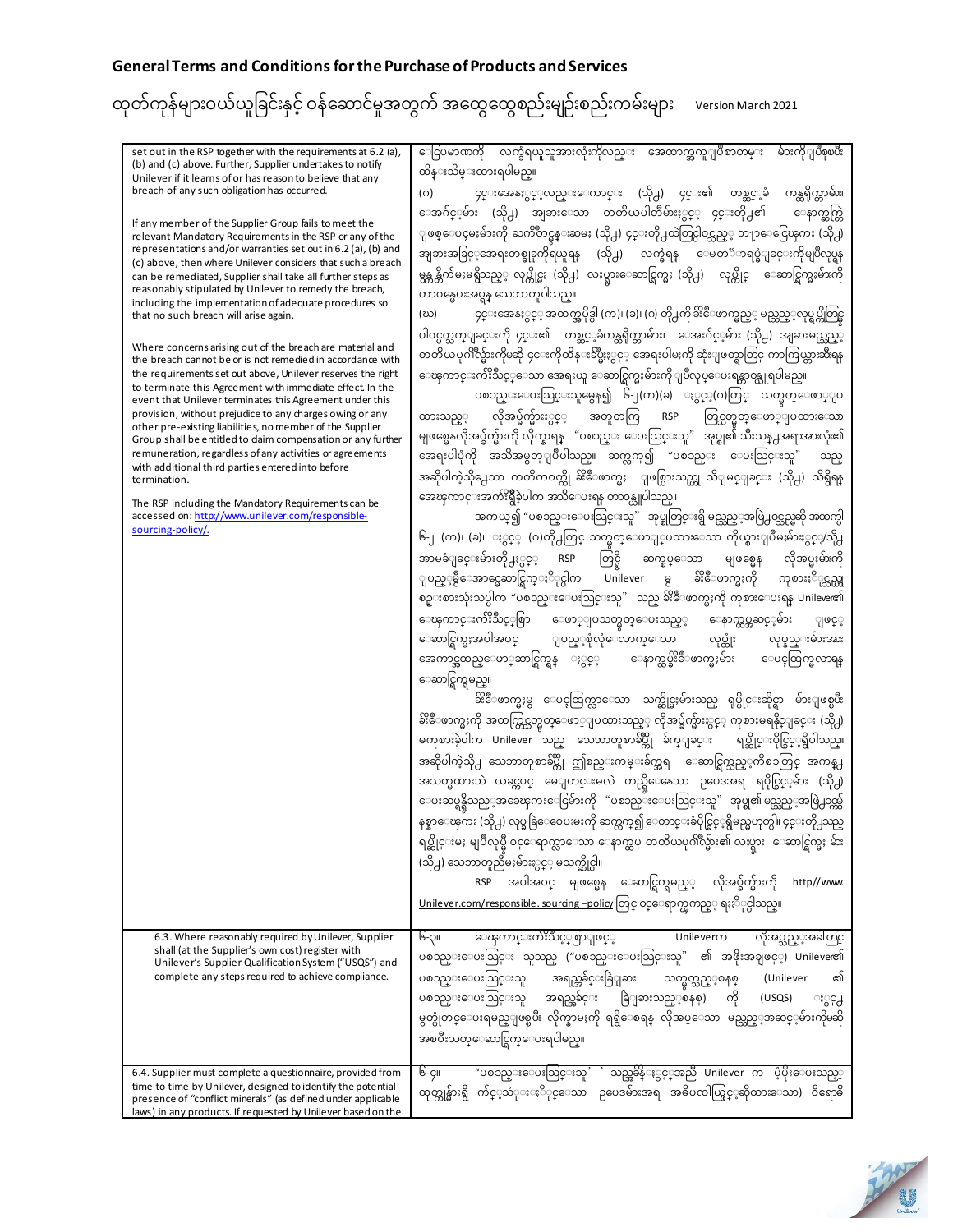| | |
|---|---|
| set out in the RSP together with the requirements at 6.2 (a), (b) and (c) above. Further, Supplier undertakes to notify Unilever if it learns of or has reason to believe that any breach of any such obligation has occurred.<br><br>If any member of the Supplier Group fails to meet the relevant Mandatory Requirements in the RSP or any of the representations and/or warranties set out in 6.2 (a), (b) and (c) above, then where Unilever considers that such a breach can be remediated, Supplier shall take all further steps as reasonably stipulated by Unilever to remedy the breach, including the implementation of adequate procedures so that no such breach will arise again.<br><br>Where concerns arising out of the breach are material and the breach cannot be or is not remedied in accordance with the requirements set out above, Unilever reserves the right to terminate this Agreement with immediate effect. In the event that Unilever terminates this Agreement under this provision, without prejudice to any charges owing or any other pre-existing liabilities, no member of the Supplier Group shall be entitled to claim compensation or any further remuneration, regardless of any activities or agreements with additional third parties entered into before termination.<br><br>The RSP including the Mandatory Requirements can be accessed on: http://www.unilever.com/responsible-sourcing-policy/. | ပြေပမာဏကို လက်ခံရယူသူအားလုံးကိုလည်း အထောက်အကူပြုစာတမ်းများကိုပြီးစီး ထိန်းသိမ်းထားရပါမည်။<br>(ဂ) ၎င်းအနေနှင့်လည်းကောင်း (သို့) ၎င်း၏ တစ်ဆင့်ခံ ကန်ထရိုက်တာများ၊ အေဂျင့်များ (သို့) အခြားသော တတိယပါတီများနှင့် ၎င်းတို့၏ နောက်ဆက်တွဲ ဖြစ်ပေါ်မှုများကို ကြိုတင်ရေးဆွဲ (သို့) ၎င်းတို့ထဲတွင်ပါဝင်သည့် ဘဏ္ဍာငွေကြေး (သို့) အခြားအခွင့်အရေးတစ်ခုခုကိုရယူရန် (သို့) လက်ခံရန် မေတ္တာရပ်ခံခြင်းကိုမပြုလုပ်ရန် မှန်ကန်စိတ်ချမှုမရှိသည့် လုပ်ငန်း (သို့) လှုပ်ရှားဆောင်ရွက်မှု (သို့) လုပ်ကိုင် ဆောင်ရွက်မှုများကို တာဝန်ယူပေးအပ်ရန် သဘောတူပါသည်။<br>(ဃ) ၎င်းအနေနှင့် အထက်အပိုဒ်ခွဲ (က)၊ (ခ)၊ (ဂ) တို့ကို ချိုးဖောက်မှုမည်သည့်လုပ်ရပ်တွင် ပါဝင်ပတ်သက်ခြင်းကို ၎င်း၏ တစ်ဆင့်ခံကန်ထရိုက်တာများ၊ အေဂျင့်များ (သို့) အခြားမည်သည့် တတိယပုဂ္ဂိုလ်များမဆို ၎င်းကိုထိန်းချုပ်နိုင်သော အရေးပါမှုကို ဆုံးဖြတ်ရာတွင် ကာကွယ်တားဆီးရန် ကြောင်းကျိုးသင့်သော အရေးယူ ဆောင်ရွက်မှုများကို ပြုလုပ်ပေးရန်တာဝန်ရှိရပါမည်။<br>ပစ္စည်းပေးသွင်းသူမှနေ၍ ၆-၂(က)(ခ) နှင့်(ဂ)တွင် သတ်မှတ်ဖော်ပြ ထားသည့် လိုအပ်ချက်များနှင့် အတူတကွ RSP တွင်သတ်မှတ်ဖော်ပြထားသော မဖြစ်မနေလိုအပ်ချက်များကို လိုက်နာရန် "ပစ္စည်း ပေးသွင်းသူ" အုပ်စု၏ သီးသန့်အရာအားလုံး၏ အရေးပါပုံကို အသိအမှတ်ပြုပါသည်။ ဆက်လက်၍ "ပစ္စည်း ပေးသွင်းသူ" သည် အဆိုပါကဲ့သို့သော ကတိကဝတ်ကို ချိုးဖောက်မှု ဖြစ်ပွားသည်ဟု သိမြင်ခြင်း (သို့) သိရှိရန် အကြောင်းအကြောင်းရှိခဲ့ပါက အသိပေးရန် တာဝန်ရှိပါသည်။<br>အကယ်၍ "ပစ္စည်းပေးသွင်းသူ" အုပ်စုတွင်ရှိ မည်သည့်အဖွဲ့ဝင်မဆို အထက်ပါ ၆-၂ (က)၊ (ခ)၊ နှင့် (ဂ)တို့တွင် သတ်မှတ်ဖော်ပြထားသော ကိုယ်စားပြုမှုနှင့်/သို့ အာမခံချက်များတို့နှင့် RSP တွင်ရှိ ဆက်စပ်သော မဖြစ်မနေ လိုအပ်မှုများကို ပြည့်မီအောင်ဆောင်ရွက်နိုင်ပါက Unilever မှ ချိုးဖောက်မှုကို ကုစားနိုင်သည်ဟု စဉ်းစားသုံးသပ်ပါက "ပစ္စည်းပေးသွင်းသူ" သည် ချိုးဖောက်မှုကို ကုစားပေးရန် Unilever၏ ကြောင်းကျိုးသင့်စွာ ဖော်ပြသတ်မှတ်ပေးသည့် နောက်ထပ်အဆင့်များ ဖြစ်သည့် ဆောင်ရွက်မှုအပါအဝင် ပြည့်စုံလုံလောက်သော လုပ်ငန်း လုပ်ထုံးများအား အကောင်အထည်ဖော်ဆောင်ရွက်ရန် နှင့် နောက်ထပ်ချိုးဖောက်မှုများ ပေါ်ထွက်မလာရန် ဆောင်ရွက်ရမည်။<br>ချိုးဖောက်မှုမှ ပေါ်ထွက်လာသော သက်ဆိုင်မှုများသည် ရုပ်ပိုင်းဆိုင်ရာ များဖြစ်ပြီး ချိုးဖောက်မှုကို အထက်တွင်သတ်မှတ်ဖော်ပြထားသည့် လိုအပ်ချက်များနှင့် ကုစားမရနိုင်ခြင်း (သို့) မကုစားခဲ့ပါက Unilever သည် သဘောတူစာချုပ်ကို ချက်ချင်း ရပ်ဆိုင်းပိုင်ခွင့်ရှိပါသည်။ အဆိုပါကဲ့သို့ သဘောတူစာချုပ်ကို ဤစည်းကမ်းချက်အရ ဆောင်ရွက်သည့်ကိစ္စတွင် အကန့်အသတ်မထားဘဲ ယခင်ပေး မပြေပေးမလဲ တည်ရှိနေသော ဥပဒေအရ ရပိုင်ခွင့်များ (သို့) ပေးဆပ်ရန်ရှိသည့်အကြွေးငွေများကို "ပစ္စည်းပေးသွင်းသူ" အုပ်စု၏ မည်သည့်အဖွဲ့ဝင်မဆို နစ်နာကြေး (သို့) လုပ်ခ ခြောက်ပေးမှုကို ဆက်လက်၍ တောင်းခံပိုင်ခွင့်ရှိမည်မဟုတ်၊ ၎င်းတို့သည် ရပ်ဆိုင်းမှု မပြုလုပ်မီ ဝင်ရောက်လာသော နောက်ထပ် တတိယပုဂ္ဂိုလ်များ၏ လှုပ်ရှား ဆောင်ရွက်မှု များ (သို့) သဘောတူညီမှုများနှင့် မသက်ဆိုင်။<br>RSP အပါအဝင် မဖြစ်မနေ ဆောင်ရွက်ရမည့် လိုအပ်ချက်များကို http//www. Unilever.com/responsible. sourcing –policy တွင် ဝင်ရောက်ကြည့် ရှုနိုင်ပါသည်။ |
| 6.3. Where reasonably required by Unilever, Supplier shall (at the Supplier's own cost) register with Unilever's Supplier Qualification System ("USQS") and complete any steps required to achieve compliance. | ၆-၃။ ကြောင်းကျိုးသင့်စွာဖြင့် Unileverက လိုအပ်သည့်အခါတွင် ပစ္စည်းပေးသွင်း သူသည် ("ပစ္စည်းပေးသွင်းသူ" ၏ အဖိုးအခဖြင့်) Unilever၏ ပစ္စည်းပေးသွင်းသူ အရည်အချင်းခွဲခြား သတ်မှတ်သည့်စနစ် (Unilever ၏ ပစ္စည်းပေးသွင်းသူ အရည်အချင်း ခွဲခြားသည့်စနစ်) ကို (USQS) နှင့် မှတ်ပုံတင်ပေးရမည်ဖြစ်ပြီး လိုက်နာမှုကို ရရှိစေရန် လိုအပ်သော မည်သည့်အဆင့်များကိုမဆို အပြီးသတ်ဆောင်ရွက်ပေးရပါမည်။ |
| 6.4. Supplier must complete a questionnaire, provided from time to time by Unilever, designed to identify the potential presence of "conflict minerals" (as defined under applicable laws) in any products. If requested by Unilever based on the | ၆-၄။ "ပစ္စည်းပေးသွင်းသူ" သည်အခါနှင့်အမျှ Unilever က ပံ့ပိုးပေးသည့် ထုတ်ကုန်များရှိ ကျင့်သုံးနိုင်သော ဥပဒေများအရ အဓိပ္ပာယ်ဖွင့်ဆိုထားသော) ဝိရောဓိ |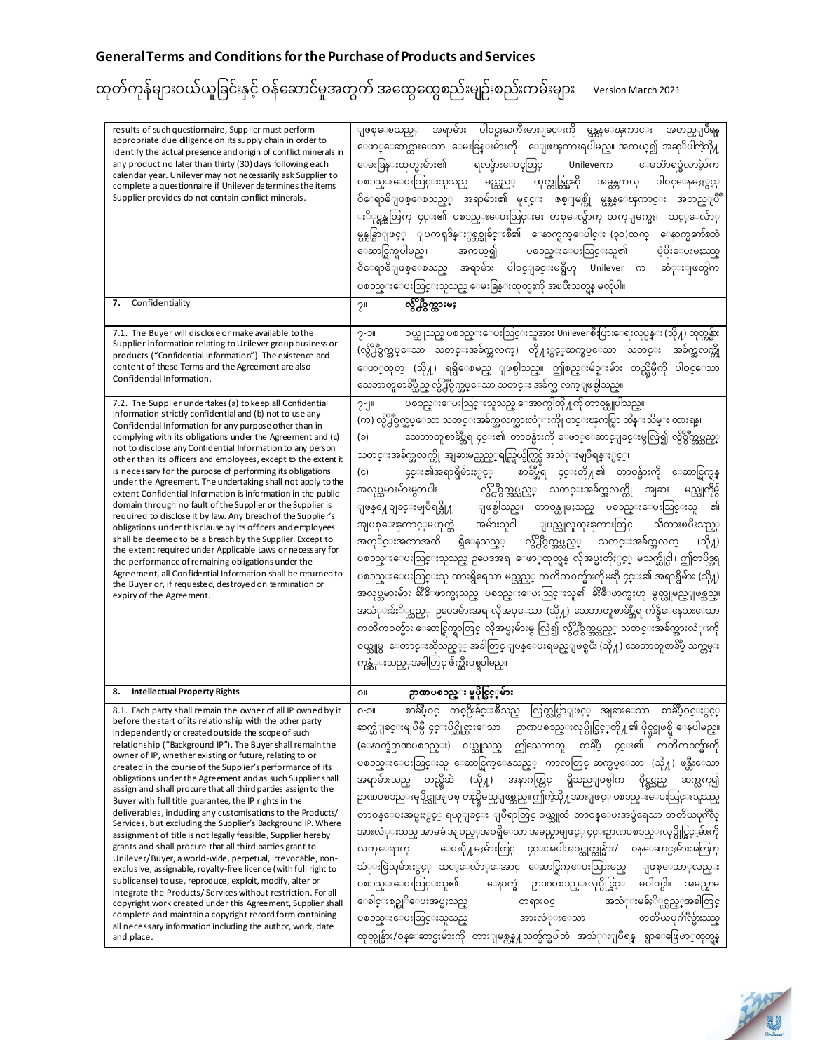| | |
|---|---|
| results of such questionnaire, Supplier must perform appropriate due diligence on its supply chain in order to identify the actual presence and origin of conflict minerals in any product no later than thirty (30) days following each calendar year. Unilever may not necessarily ask Supplier to complete a questionnaire if Unilever determines the items Supplier provides do not contain conflict minerals. | ျဖစ္ေစသည့္ အရာမ်ား ပါဝင္မႈႀကီးမားျခင္းကို မွန္ကန္ေၾကာင္း အတည္ျပဳရန္ ေဖာ္ေဆာင္ထားေသာ ေမးခြန္းမ်ားကို ေျဖၾကားရပါမည္။ အကယ္၍ အဆုိပါကဲ့သို႔ ေမးခြန္းထုတ္မႈမ်ား၏ ရလဒ္မ်ားေပၚတြင္ Unileverက ေမတၱာရပ္ခံလာခဲ့ပါက ပစၥည္းေပးသြင္းသူသည္ မည္သည့္ ထုတ္ကုန္တြင္မဆို အမွန္တကယ္ ပါဝင္ေနမႈႏွင့္ ဝိေရာဓိျဖစ္ေစသည့္ အရာမ်ား၏ မူရင္း ဇစ္ျမစ္ကို မွန္ကန္ေၾကာင္း အတည္ျပဳႏိုင္ရန္အတြက္ ၎င္း၏ ပစၥည္းေပးသြင္းမႈ တစ္ေလွ်ာက္ ထက္ျမက္မႈ၊ သင့္ေလ်ာ္မွန္ကန္စြာျဖင့္ ျပကၡဒိန္ႏွစ္တစ္ႏွစ္ခ်င္းစီ၏ ေနာက္ရက္ေပါင္း (၃၀)ထက္ ေနာက္မက်တဲ့ ေဆာင္ရြက္ရပါမည္။ အကယ္၍ ပစၥည္းေပးသြင္းသူ၏ ပံ့ပိုးေပးမႈသည္ ဝိေရာဓိျဖစ္ေစသည့္ အရာမ်ား ပါဝင္ျခင္းမရွိဟု Unilever က ဆံုးျဖတ္ပါက ပစၥည္းေပးသြင္းသူသည္ ေမးခြန္းထုတ္မႈကို အၿပီးသတ္ရန္ မလိုပါ။ |
| **7. Confidentiality** | **၇။ လွ်ိဳ႕ဝွက္ထားမႈ** |
| 7.1. The Buyer will disclose or make available to the Supplier information relating to Unilever group business or products ("Confidential Information"). The existence and content of these Terms and the Agreement are also Confidential Information. | ၇-၁။ ဝယ္သူသည္ ပစၥည္းေပးသြင္းသူအား Unilever စီးပြားေရးလုပ္ငန္း (သို႔) ထုတ္ကုန္ (လွ်ိဳ႕ဝွက္အပ္ေသာ သတင္းအခ်က္အလက္) တို႔ႏွင့္ဆက္စပ္ေသာ သတင္း အခ်က္အလက္ကို ေဖာ္ထုတ္ (သို႔) ရရွိေစမည္ ျဖစ္ပါသည္။ ဤစည္းမ်ဥ္းမ်ား တည္ရွိမွဳကို ပါဝင္ေသာ သေဘာတူစာခ်ဳပ္သည္ လွ်ိဳ႕ဝွက္အပ္ေသာ သတင္း အခ်က္အ လက္ျဖစ္ပါသည္။ |
| 7.2. The Supplier undertakes (a) to keep all Confidential Information strictly confidential and (b) not to use any Confidential Information for any purpose other than in complying with its obligations under the Agreement and (c) not to disclose any Confidential Information to any person other than its officers and employees, except to the extent it is necessary for the purpose of performing its obligations under the Agreement. The undertaking shall not apply to the extent Confidential Information is information in the public domain through no fault of the Supplier or the Supplier is required to disclose it by law. Any breach of the Supplier's obligations under this clause by its officers and employees shall be deemed to be a breach by the Supplier. Except to the extent required under Applicable Laws or necessary for the performance of remaining obligations under the Agreement, all Confidential Information shall be returned to the Buyer or, if requested, destroyed on termination or expiry of the Agreement. | ၇-၂။ ပစၥည္းေပးသြင္းသူသည္ ေအာက္ပါတို႔ကို တာဝန္ယူပါသည္။ (က) လွ်ိဳ႕ဝွက္အပ္ေသာ သတင္းအခ်က္အလက္အားလံုးကို တင္းၾကပ္စြာ ထိန္းသိမ္း ထားရန္၊ (ခ) သေဘာတူစာခ်ဳပ္ရွိ ၎င္း၏ တာဝန္မ်ားကို ေဖာ္ေဆာင္ျခင္းမွလြဲ၍ လွ်ိဳ႕ဝွက္အပ္သည့္ သတင္းအခ်က္အလက္ကို အျခားမည္သည့္ရည္ရြယ္ခ်က္တြင္မွ အသံုးမျပဳရန္ႏွင့္၊ (ဂ) ၎င္း၏အရာရွိမ်ားႏွင့္ စာခ်ဳပ္ရွိ ၎င္းတို႔၏ တာဝန္မ်ားကို ေဆာင္ရြက္ရန္ အလုပ္သမားမ်ားမွတပါး လွ်ိဳ႕ဝွက္အပ္သည့္ သတင္းအခ်က္အလက္ကို အျခား မည္သူ႕ကိုမွ် ျဖန္႔ျဖဴးေပးျခင္းမျပဳရန္တို႔ ျဖစ္ပါသည္။ တာဝန္ယူမႈသည္ ပစၥည္းေပးသြင္းသူ ၏ အျပစ္ေၾကာင့္မဟုတ္ဘဲ အမ်ားပိုင္ ျပည္သူလူထုၾကားတြင္ သိထားၿပီးသည့္ အတုိင္းအတာအထိ ရွိေနသည့္ လွ်ိဳ႕ဝွက္အပ္သည့္ သတင္းအခ်က္အလက (သို႔) ပစၥည္းေပးသြင္းသူသည္ ဥပေဒအရ ေဖာ္ထုတ္ရန္ လိုအပ္မႈတို႔ႏွင့္ မသက္ဆိုင္ပါ။ ဤစာပိုဒ္အရ ပစၥည္းေပးသြင္းသူ ထားရွိရေသာ မည္သည့္ ကတိကဝတ္မ်ားကိုမဆို ၎င္း၏ အရာရွိမ်ား (သို႔) အလုပ္သမားမ်ား ခ်ိဳးေဖာက္မႈသည္ ပစၥည္းေပးသြင္းသူ၏ ခ်ိဳးေဖာက္မႈဟု မွတ္ယူမည္ျဖစ္သည္။ အသံုးခ်ႏိုင္သည့္ ဥပေဒမ်ားအရ လိုအပ္ေသာ (သို႔) သေဘာတူစာခ်ဳပ္ရ က်န္ရွိေနေသး ေသာ ကတိကဝတ္မ်ား ေဆာင္ရြက္ရာတြင္ လိုအပ္မႈမ်ားမွ လြဲ၍ လွ်ိဳ႕ဝွက္အပ္သည့္ သတင္းအခ်က္အားလံုးကို ဝယ္သူမွ ေတာင္းဆိုသည့္အခါတြင္ ျပန္ေပးရမည္ျဖစ္ၿပီး (သို႔) သေဘာတူစာခ်ဳပ္ သက္တမ္း ကုန္ဆံုးသည့္အခါတြင္ ဖ်က္ဆီးပစ္ရမည္။ |
| **8. Intellectual Property Rights** | **၈။ ဉာဏပစၥည္း မူပိုင္ခြင့္မ်ား** |
| 8.1. Each party shall remain the owner of all IP owned by it before the start of its relationship with the other party independently or created outside the scope of such relationship ("Background IP"). The Buyer shall remain the owner of IP, whether existing or future, relating to or created in the course of the Supplier's performance of its obligations under the Agreement and as such Supplier shall assign and shall procure that all third parties assign to the Buyer with full title guarantee, the IP rights in the deliverables, including any customisations to the Products/ Services, but excluding the Supplier's Background IP. Where assignment of title is not legally feasible, Supplier hereby grants and shall procure that all third parties grant to Unilever/Buyer, a world-wide, perpetual, irrevocable, non-exclusive, assignable, royalty-free licence (with full right to sublicense) to use, reproduce, exploit, modify, alter or integrate the Products/ Services without restriction. For all copyright work created under this Agreement, Supplier shall complete and maintain a copyright record form containing all necessary information including the author, work, date and place. | ၈-၁။ စာခ်ဳပ္ဝင္ တစ္ဦးခ်င္းစီသည္ လြတ္လြတ္လပ္လပ္ျဖင့္ အျခားေသာ စာခ်ဳပ္ဝင္ႏွင့္ ဆက္ဆံျခင္းမျပဳမီ ၎င္းပိုင္ဆိုင္ထားေသာ ဉာဏပစၥည္းမူပိုင္ခြင့္တို႔၏ ပိုင္ရွင္ျဖစ္ ေနပါမည္။ (ေနာက္ခံဉာဏပစၥည္း) ဝယ္သူသည္ ဤသေဘာတူ စာခ်ဳပ္ရွိ ၎င္း၏ ကတိကဝတ္မ်ားကို ပစၥည္းေပးသြင္းသူ ေဆာင္ရြက္ေနသည့္ ကာလတြင္ ဆက္စပ္ေသာ (သို႔) ဖန္တီးေသာ အရာမ်ားသည္ တည္ရွိဆဲ (သို႔) အနာဂတ္တြင္ ရွိေနသည္ျဖစ္ပါက ပိုင္ရွင္သည္ ဆက္လက္၍ ဉာဏပစၥည္းမူပိုင္ခြင့္ျဖစ္ တည္ရွိမည္ျဖစ္သည္။ ဤကဲ့သို႔အားျဖင့္ ပစၥည္းေပးသြင္းသူသည္ တာဝန္ေပးအပ္မႈႏွင့္ ရယူျခင္း ျပဳရာတြင္ ဝယ္သူထံ တာဝန္ေပးအပ္ရေသာ တတိယပုဂၢိဳလ္ အားလံုးသည္ အာမခံ အျပည့္အဝရွိေသာ အမည္နာမျဖင့္ ၎င္းဉာဏပစၥည္းမူပိုင္ခြင့္မ်ားကို လက္ေရာက္ ေပးပို႔မႈမ်ားတြင္ ၎င္းအပါအဝင္ထုတ္ကုန္မ်ား/ ဝန္ေဆာင္မႈမ်ားအတြက္ သံုးစြဲသူမ်ားႏွင့္ သင့္ေလ်ာ္ေအာင္ ေဆာင္ရြက္ေပးသြားမည္ ျဖစ္ေသာ္လည္း ပစၥည္းေပးသြင္းသူ၏ ေနာက္ခံ ဉာဏပစၥည္းလုပ္ပိုင္ခြင့္ မပါဝင္ပါ။ အမည္နာမ ေခါင္းစဥ္လႊဲေပးအပ္မႈသည္ တရားဝင္ အသံုးမခ်ႏိုင္သည့္အခါတြင္ ပစၥည္းေပးသြင္းသူသည္ အားလံုးေသာ တတိယပုဂၢိဳလ္မ်ားသည္ ထုတ္ကုန္မ်ား/ဝန္ေဆာင္မႈမ်ားကို တားျမစ္ခ်က္မ႐ွိဘဲ အသံုးျပဳရန္ ရွာေဖြေဖာ္ထုတ္ရန္ |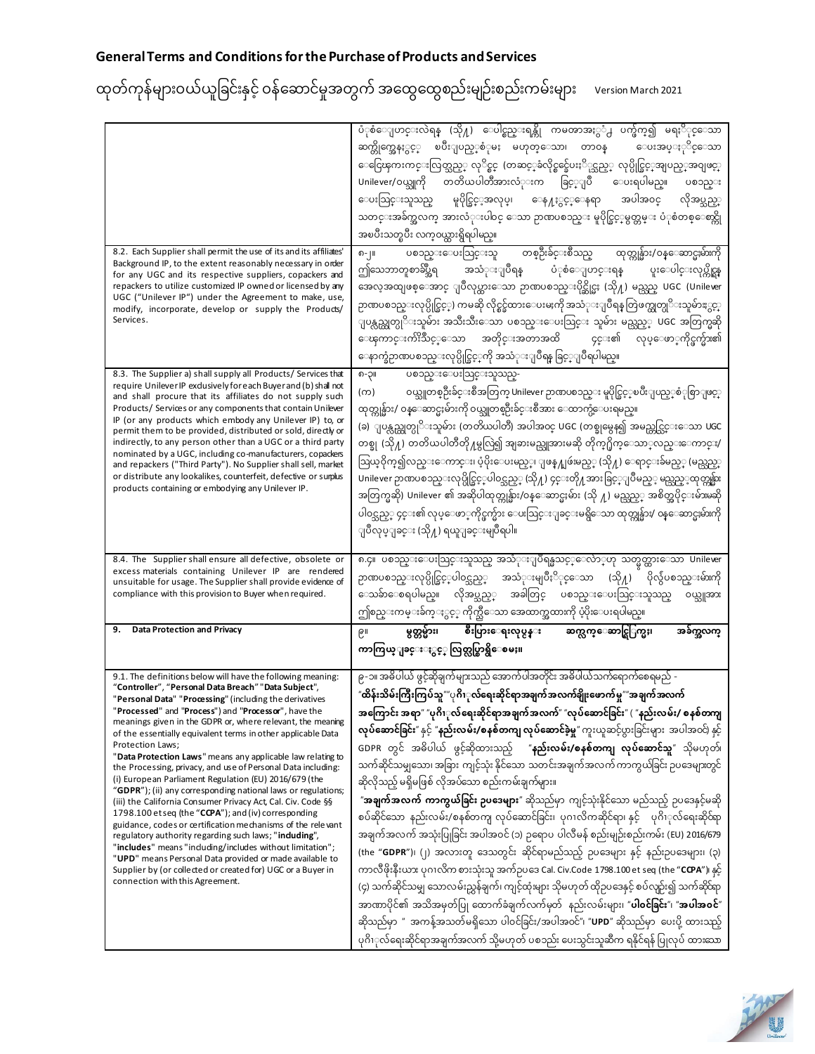| | |
|---|---|
| | ပုံစံပြောင်းလဲရန် (သို့) ပေါင်းထည့်ရန်တို့ ကမ္ဘာအနှံ့ ပက်ချက်၍ မရနိုင်သော ဆက်တိုက်အနေနှင့် စပြီးပြည့်စုံမှု မဟုတ်သော၊ တာဝန် ပေးအပ်နိုင်သော ငွေကြေးကင်းလွတ်သည့် လိုင်စင် (တဆင့်ခံလိုင်စင်ပေးနိုင်သည့် လုပ်ပိုင်ခွင့်အပြည့်အဝဖြင့်) Unilever/ဝယ်သူကို တတိယပါတီအားလုံးက ခွင့်ပြု ပေးရပါမည်။ ပစ္စည်း ပေးသွင်းသူသည် မူပိုင်ခွင့်အလုပ်၊ နေရာနှင့်နေရာ အပါအဝင် လိုအပ်သည့် သတင်းအချက်အလက် အားလုံးပါဝင် သော ဉာဏပစ္စည်း မူပိုင်ခွင့်မှတ်တမ်း ပုံစံတစ်ခုတွင် အပြီးသတ်ပြီး လက်ဝယ်ထားရှိရပါမည်။ |
| 8.2. Each Supplier shall permit the use of its and its affiliates' Background IP, to the extent reasonably necessary in order for any UGC and its respective suppliers, copackers and repackers to utilize customized IP owned or licensed by any UGC ("Unilever IP") under the Agreement to make, use, modify, incorporate, develop or supply the Products/ Services. | ၈-၂။ ပစ္စည်းပေးသွင်းသူ တစ်ဦးခ်င်းစီသည် ထုတ်ကုန်များ/ဝန်ဆောင်မှုများကို ဤသဘောတူစာချုပ်အရ အသုံးပြုရန် ပုံစံပြောင်းရန် ပူးပေါင်းလုပ်ကိုင်ရန် အလေ့အထမဖြစ်အောင် ပြုလုပ်ထားသော ဉာဏပစ္စည်းပိုင်ခွင့် (သို့) မည်သည့် UGC (Unilever ဉာဏပစ္စည်းလုပ်ပိုင်ခွင့်) ကမဆို လိုင်စင်ထားပေးမှုကို အသုံးပြုရန် ကြံဖန်ထုတ်လုပ်သူများနှင့် ပြန်လည်ထုတ်ပိုးသူများ အသီးသီးသော ပစ္စည်းပေးသွင်း သူများ မည်သည့် UGC အတွက်မဆို ကြောင်းကျိုးသင့်သော အတိုင်းအတာအထိ ၎င်း၏ လုပ်ဖော်ကိုင်ဖက်များ၏ နောက်ခံဉာဏပစ္စည်းလုပ်ပိုင်ခွင့်ကို အသုံးပြုရန် ခွင့်ပြုရပါမည်။ |
| 8.3. The Supplier a) shall supply all Products/ Services that require Unilever IP exclusively for each Buyer and (b) shall not and shall procure that its affiliates do not supply such Products/ Services or any components that contain Unilever IP (or any products which embody any Unilever IP) to, or permit them to be provided, distributed or sold, directly or indirectly, to any person other than a UGC or a third party nominated by a UGC, including co-manufacturers, copackers and repackers ("Third Party"). No Supplier shall sell, market or distribute any lookalikes, counterfeit, defective or surplus products containing or embodying any Unilever IP. | ၈-၃။ ပစ္စည်းပေးသွင်းသူသည်-<br>(က) ဝယ်သူတစ်ဦးခ်င်းစီအတွက် Unilever ဉာဏပစ္စည်း မူပိုင်ခွင့်စပြီးပြည့်စုံစွာဖြင့် ထုတ်ကုန်များ/ ဝန်ဆောင်မှုများကို ဝယ်သူတစ်ဦးခ်င်းစီအား ထောက်ပံ့ပေးရမည်။<br>(ခ) ပြန်လည်ထုတ်ပိုးသူများ (တတိယပါတီ) အပါအဝင် UGC (တစ်ခုခုနေ၍ အမည်တင်သော UGC တစ်ခု (သို့) တတိယပါတီကို မှလွဲ၍ အခြားမည်သူ့အားမဆို တိုက်ရိုက်သော်လည်းကောင်း/ သွယ်ဝိုက်၍လည်းကောင်း၊ ပံ့ပိုးပေးမည့်၊ ဖြန့်ဖြူးမည့် (သို့) ရောင်းချမည့် (မည်သည့် Unilever ဉာဏပစ္စည်းလုပ်ပိုင်ခွင့်ပါဝင်သည့် (သို့) ၎င်းတို့အား ခွင့်ပြုမည့် မည်သည့်ထုတ်ကုန်အတွက်မဆို) Unilever ၏ အဆိုပါထုတ်ကုန်များ/ဝန်ဆောင်မှုများ (သို့) မည်သည့် အစိတ်အပိုင်းများမဆို ပါဝင်သည့် ၎င်း၏ လုပ်ဖော်ကိုင်ဖက်များ ပေးသွင်းခြင်းမရှိသော ထုတ်ကုန်များ/ ဝန်ဆောင်မှုများကို ပြုလုပ်ခြင်း (သို့) ရယူခြင်းမပြုရပါ။ |
| 8.4. The Supplier shall ensure all defective, obsolete or excess materials containing Unilever IP are rendered unsuitable for usage. The Supplier shall provide evidence of compliance with this provision to Buyer when required. | ၈-၄။ ပစ္စည်းပေးသွင်းသူသည် အသုံးပြုရန်မသင့်လျော်ဟု သတ်မှတ်ထားသော Unilever ဉာဏပစ္စည်းလုပ်ပိုင်ခွင့်ပါဝင်သည့် အသုံးမပြုနိုင်သော (သို့) ပိုလျှံပစ္စည်းများကို သေချာစေရပါမည်။ လိုအပ်သည့် အခါတွင် ပစ္စည်းပေးသွင်းသူသည် ဝယ်သူအား ဤစည်းကမ်းချက်နှင့် ကိုက်ညီသော အထောက်အထားကို ပံ့ပိုးပေးရပါမည်။ |
| **9. Data Protection and Privacy** | **၉။ မှတ်တမ်းများ၊ စီးပွားရေးလုပ်ငန်း ဆက်လက်ဆောင်ရွက်မှု၊ အချက်အလက် ကာကွယ်ခြင်းနှင့် လျှို့ဝှက်ရှိစေမှု။** |
| 9.1. The definitions below will have the following meaning: "**Controller**", "**Personal Data Breach**" "**Data Subject**", "**Personal Data**" "**Processing**" (including the derivatives "**Processed**" and "**Process**") and "**Processor**", have the meanings given in the GDPR or, where relevant, the meaning of the essentially equivalent terms in other applicable Data Protection Laws;<br>"**Data Protection Laws**" means any applicable law relating to the Processing, privacy, and use of Personal Data including: (i) European Parliament Regulation (EU) 2016/679 (the "**GDPR**"); (ii) any corresponding national laws or regulations; (iii) the California Consumer Privacy Act, Cal. Civ. Code §§ 1798.100 et seq (the "**CCPA**"); and (iv) corresponding guidance, codes or certification mechanisms of the relevant regulatory authority regarding such laws; "**including**", "**includes**" means "including/includes without limitation"; "**UPD**" means Personal Data provided or made available to Supplier by (or collected or created for) UGC or a Buyer in connection with this Agreement. | ၉-၁။ အဓိပ္ပါယ် ဖွင့်ဆိုချက်များသည် အောက်ပါအတိုင်း အဓိပ္ပါယ်သက်ရောက်စေရမည် -<br>"**ထိန်းသိမ်းကြီးကြပ်သူ**""**ပုဂ္ဂိုလ်ရေးဆိုင်ရာအချက်အလက်ချိုးဖောက်မှု**""**အချက်အလက် အကြောင်း အရာ**" "**ပုဂ္ဂိုလ်ရေးဆိုင်ရာအချက်အလက်**" "**လုပ်ဆောင်ခြင်း**" ( "**နည်းလမ်း/စနစ်တကျ လုပ်ဆောင်ခြင်း**" နှင့် "**နည်းလမ်း/စနစ်တကျ လုပ်ဆောင်ခဲ့မှု**" ကူးယူဆင့်ပွားခြင်းများ အပါအဝင်) နှင့် GDPR တွင် အဓိပ္ပါယ် ဖွင့်ဆိုထားသည့် "**နည်းလမ်း/စနစ်တကျ လုပ်ဆောင်သူ**" သို့မဟုတ်၊ သက်ဆိုင်သမျှသော အခြား ကျင့်သုံး နိုင်သော သတင်းအချက်အလက် ကာကွယ်ခြင်း ဥပဒေများတွင် ဆိုလိုသည့် မရှိမဖြစ် လိုအပ်သော စည်းကမ်းချက်များ။<br>"**အချက်အလက် ကာကွယ်ခြင်း ဥပဒေများ**" ဆိုသည်မှာ ကျင့်သုံးနိုင်သော မည်သည့် ဥပဒေနှင့်မဆို စပ်ဆိုင်သော နည်းလမ်း/စနစ်တကျ လုပ်ဆောင်ခြင်း၊ ပုဂ္ဂလိကဆိုင်ရာ၊ နှင့် ပုဂ္ဂိုလ်ရေးဆိုင်ရာ အချက်အလက် အသုံးပြုခြင်း အပါအဝင် (၁) ဥရောပ ပါလီမန် စည်းမျဉ်းစည်းကမ်း (EU) 2016/679 (the "**GDPR**")၊ (၂) အလားတူ ဒေသတွင်း ဆိုင်ရာမည်သည့် ဥပဒေများ နှင့် နည်းဥပဒေများ၊ (၃) ကာလီဖိုးနီးယား ပုဂ္ဂလိက စားသုံးသူ အက်ဥပဒေ Cal. Civ.Code 1798.100 et seq (the "**CCPA**") နှင့် (၄) သက်ဆိုင်သမျှ သောလမ်းညွှန်ချက်၊ ကျင့်ထုံးများ သို့မဟုတ် ထိုဥပဒေနှင့် စပ်လျဉ်း၍ သက်ဆိုင်ရာ အာဏာပိုင်၏ အသိအမှတ်ပြု ထောက်ခံချက်လက်မှတ် နည်းလမ်းများ၊ "**ပါဝင်ခြင်း**"၊ "**အပါအဝင်**" ဆိုသည်မှာ " အကန့်အသတ်မရှိသော ပါဝင်ခြင်း/အပါအဝင်"၊ "**UPD**" ဆိုသည်မှာ ပေးပို့ ထားသည့် ပုဂ္ဂိုလ်ရေးဆိုင်ရာအချက်အလက် သို့မဟုတ် ပစ္စည်း ပေးသွင်းသူဆီက ရနိုင်ရန် ပြုလုပ် ထားသော |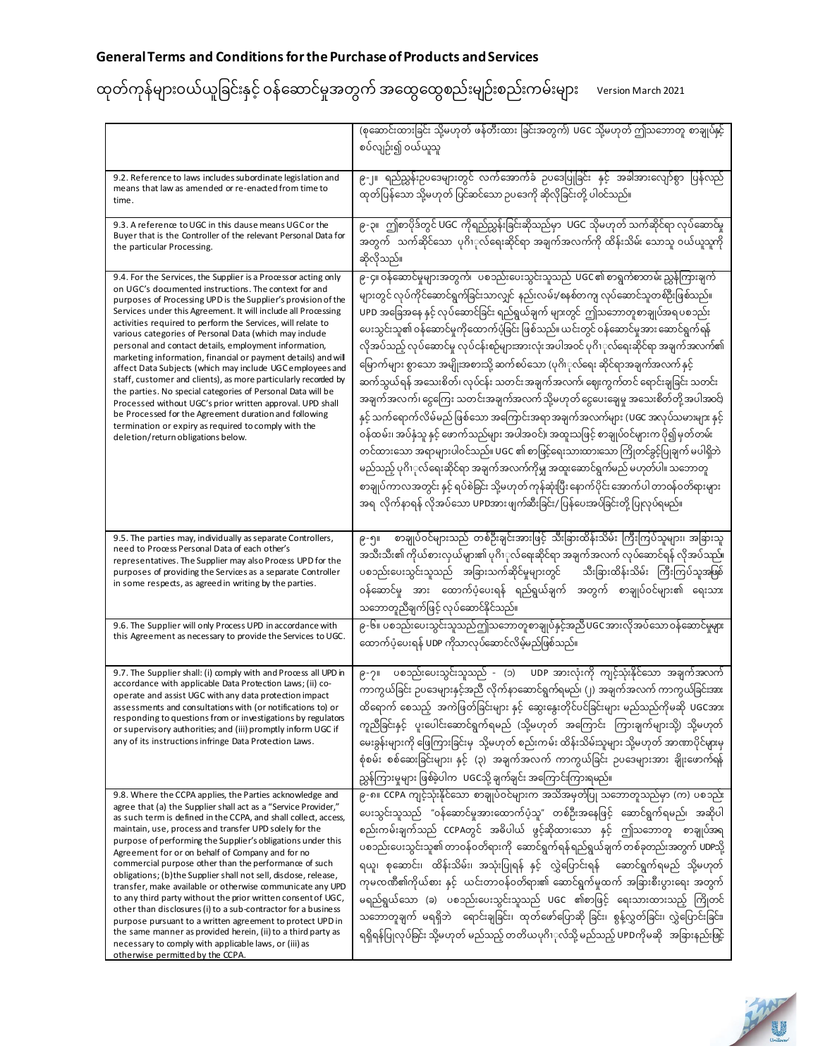**General Terms and Conditions for the Purchase of Products and Services**

ထုတ်ကုန်များဝယ်ယူခြင်းနှင့် ဝန်ဆောင်မှုအတွက် အထွေထွေစည်းမျဉ်းစည်းကမ်းများ Version March 2021

| | |
|---|---|
| | (စုဆောင်းထားခြင်း သို့မဟုတ် ဖန်တီးထား ခြင်းအတွက်) UGC သို့မဟုတ် ဤသဘောတူ စာချုပ်နှင့် စပ်လျဉ်း၍ ဝယ်ယူသူ |
| 9.2. Reference to laws includes subordinate legislation and means that law as amended or re-enacted from time to time. | ၉-၂။ ရည်ညွှန်းဥပဒေများတွင် လက်အောက်ခံ ဥပဒေပြုခြင်း နှင့် အခါအားလျော်စွာ ပြန်လည်ထုတ်ပြန်သော သို့မဟုတ် ပြင်ဆင်သော ဥပဒေကို ဆိုလိုခြင်းတို့ ပါဝင်သည်။ |
| 9.3. A reference to UGC in this clause means UGC or the Buyer that is the Controller of the relevant Personal Data for the particular Processing. | ၉-၃။ ဤစာပိုဒ်တွင် UGC ကိုရည်ညွှန်းခြင်းဆိုသည်မှာ UGC သို့မဟုတ် သက်ဆိုင်ရာ လုပ်ဆောင်မှုအတွက် သက်ဆိုင်သော ပုဂ္ဂိုလ်ရေးဆိုင်ရာ အချက်အလက်ကို ထိန်းသိမ်း သောသူ ဝယ်ယူသူကို ဆိုလိုသည်။ |
| 9.4. For the Services, the Supplier is a Processor acting only on UGC's documented instructions. The context for and purposes of Processing UPD is the Supplier's provision of the Services under this Agreement. It will include all Processing activities required to perform the Services, will relate to various categories of Personal Data (which may include personal and contact details, employment information, marketing information, financial or payment details) and will affect Data Subjects (which may include UGC employees and staff, customer and clients), as more particularly recorded by the parties. No special categories of Personal Data will be Processed without UGC's prior written approval. UPD shall be Processed for the Agreement duration and following termination or expiry as required to comply with the deletion/return obligations below. | ၉-၄။ ဝန်ဆောင်မှုများအတွက်၊ ပစ္စည်းပေးသွင်းသူသည် UGC ၏စာရွက်စာတမ်း ညွှန်ကြားချက်များတွင် လုပ်ကိုင်ဆောင်ရွက်ခြင်းသာလျှင် နည်းလမ်း/စနစ်တကျ လုပ်ဆောင်သူတစ်ဦးဖြစ်သည်။ UPD အခြေအနေ နှင့် လုပ်ဆောင်ခြင်း ရည်ရွယ်ချက် များတွင် ဤသဘောတူစာချုပ်အရ ပစ္စည်းပေးသွင်းသူ၏ ဝန်ဆောင်မှုကိုထောက်ပံ့ခြင်း ဖြစ်သည်။ ယင်းတွင် ဝန်ဆောင်မှုအား ဆောင်ရွက်ရန် လိုအပ်သည့် လုပ်ဆောင်မှု လုပ်ငန်းစဉ်များအားလုံးအပါအဝင် ပုဂ္ဂိုလ်ရေးဆိုင်ရာ အချက်အလက်၏ မြောက်များ စွာသော အမျိုးအစားသို့ ဆက်စပ်သော (ပုဂ္ဂိုလ်ရေး ဆိုင်ရာအချက်အလက် နှင့် ဆက်သွယ်ရန် အသေးစိတ်၊ လုပ်ငန်း သတင်းအချက်အလက်၊ ဈေးကွက်တင် ရောင်းချခြင်း သတင်းအချက်အလက်၊ ငွေကြေး သတင်းအချက်အလက် သို့မဟုတ် ငွေပေးချေမှု အသေးစိတ်တို့ အပါအဝင်) နှင့် သက်ရောက်လိမ့်မည် ဖြစ်သော အကြောင်းအရာ အချက်အလက်များ (UGC အလုပ်သမားများ နှင့် ဝန်ထမ်း၊ အပ်နှံသူ နှင့် ဖောက်သည်များ အပါအဝင်)၊ အထူးသဖြင့် စာချုပ်ဝင်များက ပို၍ မှတ်တမ်းတင်ထားသော အရာများပါဝင်သည်။ UGC ၏ စာဖြင့်ရေးသားထားသော ကြိုတင်ခွင့်ပြုချက် မပါရှိဘဲ မည်သည့် ပုဂ္ဂိုလ်ရေးဆိုင်ရာ အချက်အလက်ကိုမျှ အထူးဆောင်ရွက်မည် မဟုတ်ပါ။ သဘောတူ စာချုပ်ကာလအတွင်း နှင့် ရပ်စဲခြင်း သို့မဟုတ် ကုန်ဆုံးပြီး နောက်ပိုင်း အောက်ပါ တာဝန်ဝတ္တရားများအရ လိုက်နာရန် လိုအပ်သော UPDအား ဖျက်ဆီးခြင်း/ ပြန်ပေးအပ်ခြင်းတို့ ပြုလုပ်ရမည်။ |
| 9.5. The parties may, individually as separate Controllers, need to Process Personal Data of each other's representatives. The Supplier may also Process UPD for the purposes of providing the Services as a separate Controller in some respects, as agreed in writing by the parties. | ၉-၅။ စာချုပ်ဝင်များသည် တစ်ဦးချင်းအားဖြင့် သီးခြားထိန်းသိမ်း ကြီးကြပ်သူများ၊ အခြားသူ အသီးသီး၏ ကိုယ်စားလှယ်များ၏ ပုဂ္ဂိုလ်ရေးဆိုင်ရာ အချက်အလက် လုပ်ဆောင်ရန် လိုအပ်သည်။ ပစ္စည်းပေးသွင်းသူသည် အခြားသက်ဆိုင်မှုများတွင် သီးခြားထိန်းသိမ်း ကြီးကြပ်သူအဖြစ် ဝန်ဆောင်မှု အား ထောက်ပံ့ပေးရန် ရည်ရွယ်ချက် အတွက် စာချုပ်ဝင်များ၏ ရေးသား သဘောတူညီချက်ဖြင့် လုပ်ဆောင်နိုင်သည်။ |
| 9.6. The Supplier will only Process UPD in accordance with this Agreement as necessary to provide the Services to UGC. | ၉-၆။ ပစ္စည်းပေးသွင်းသူသည်ဤသဘောတူစာချုပ်နှင့်အညီ UGC အားလိုအပ်သော ဝန်ဆောင်မှုများ ထောက်ပံ့ပေးရန် UDP ကိုသာလုပ်ဆောင်လိမ့်မည်ဖြစ်သည်။ |
| 9.7. The Supplier shall: (i) comply with and Process all UPD in accordance with applicable Data Protection Laws; (ii) co-operate and assist UGC with any data protection impact assessments and consultations with (or notifications to) or responding to questions from or investigations by regulators or supervisory authorities; and (iii) promptly inform UGC if any of its instructions infringe Data Protection Laws. | ၉-၇။ ပစ္စည်းပေးသွင်းသူသည် - (၁) UDP အားလုံးကို ကျင့်သုံးနိုင်သော အချက်အလက် ကာကွယ်ခြင်း ဥပဒေများနှင့်အညီ လိုက်နာဆောင်ရွက်ရမည်၊ (၂) အချက်အလက် ကာကွယ်ခြင်းအား ထိရောက် စေသည့် အကဲဖြတ်ခြင်းများ နှင့် ဆွေးနွေးတိုင်ပင်ခြင်းများ မည်သည့်ကိုမဆို UGCအား ကူညီခြင်းနှင့် ပူးပေါင်းဆောင်ရွက်ရမည် (သို့မဟုတ် အကြောင်း ကြားချက်များသို့) သို့မဟုတ် မေးခွန်းများကို ဖြေကြားခြင်းမှ သို့မဟုတ် စည်းကမ်း ထိန်းသိမ်းသူများ သို့မဟုတ် အာဏာပိုင်များမှ စုံစမ်း စစ်ဆေးခြင်းများ၊ နှင့် (၃) အချက်အလက် ကာကွယ်ခြင်း ဥပဒေများအား ချိုးဖောက်ရန် ညွှန်ကြားမှုများ ဖြစ်ခဲ့ပါက UGCသို့ ချက်ချင်း အကြောင်းကြားရမည်။ |
| 9.8. Where the CCPA applies, the Parties acknowledge and agree that (a) the Supplier shall act as a "Service Provider," as such term is defined in the CCPA, and shall collect, access, maintain, use, process and transfer UPD solely for the purpose of performing the Supplier's obligations under this Agreement for or on behalf of Company and for no commercial purpose other than the performance of such obligations; (b)the Supplier shall not sell, disclose, release, transfer, make available or otherwise communicate any UPD to any third party without the prior written consent of UGC, other than disclosures (i) to a sub-contractor for a business purpose pursuant to a written agreement to protect UPD in the same manner as provided herein, (ii) to a third party as necessary to comply with applicable laws, or (iii) as otherwise permitted by the CCPA. | ၉-၈။ CCPA ကျင့်သုံးနိုင်သော စာချုပ်ဝင်များက အသိအမှတ်ပြု သဘောတူသည်မှာ (က) ပစ္စည်းပေးသွင်းသူသည် "ဝန်ဆောင်မှုအားထောက်ပံ့သူ" တစ်ဦးအနေဖြင့် ဆောင်ရွက်ရမည်၊ အဆိုပါ စည်းကမ်းချက်သည် CCPAတွင် အဓိပ်ပါယ် ဖွင့်ဆိုထားသော နှင့် ဤသဘောတူ စာချုပ်အရ ပစ္စည်းပေးသွင်းသူ၏ တာဝန်ဝတ္တရားကို ဆောင်ရွက်ရန် ရည်ရွယ်ချက် တစ်ခုတည်းအတွက် UDPသို့ ရယူ၊ စုဆောင်း၊ ထိန်းသိမ်း၊ အသုံးပြုရန် နှင့် လွှဲပြောင်းရန် ဆောင်ရွက်ရမည် သို့မဟုတ် ကုမ္ပဏီ၏ကိုယ်စား နှင့် ယင်းတာဝန်ဝတ္တရားများ၏ ဆောင်ရွက်မှုထက် အခြားစီးပွားရေး အတွက် မရည်ရွယ်သော (ခ) ပစ္စည်းပေးသွင်းသူသည် UGC ၏စာဖြင့် ရေးသားထားသည့် ကြိုတင် သဘောတူချက် မရရှိဘဲ ရောင်းချခြင်း၊ ထုတ်ဖော်ပြောဆို ခြင်း၊ စွန့်လွှတ်ခြင်း၊ လွှဲပြောင်းခြင်း၊ ရရှိရန်ပြုလုပ်ခြင်း သို့မဟုတ် မည်သည့် တတိယပုဂ္ဂိုလ်သို့ မည်သည့် UPDကိုမဆို အခြားနည်းဖြင့် |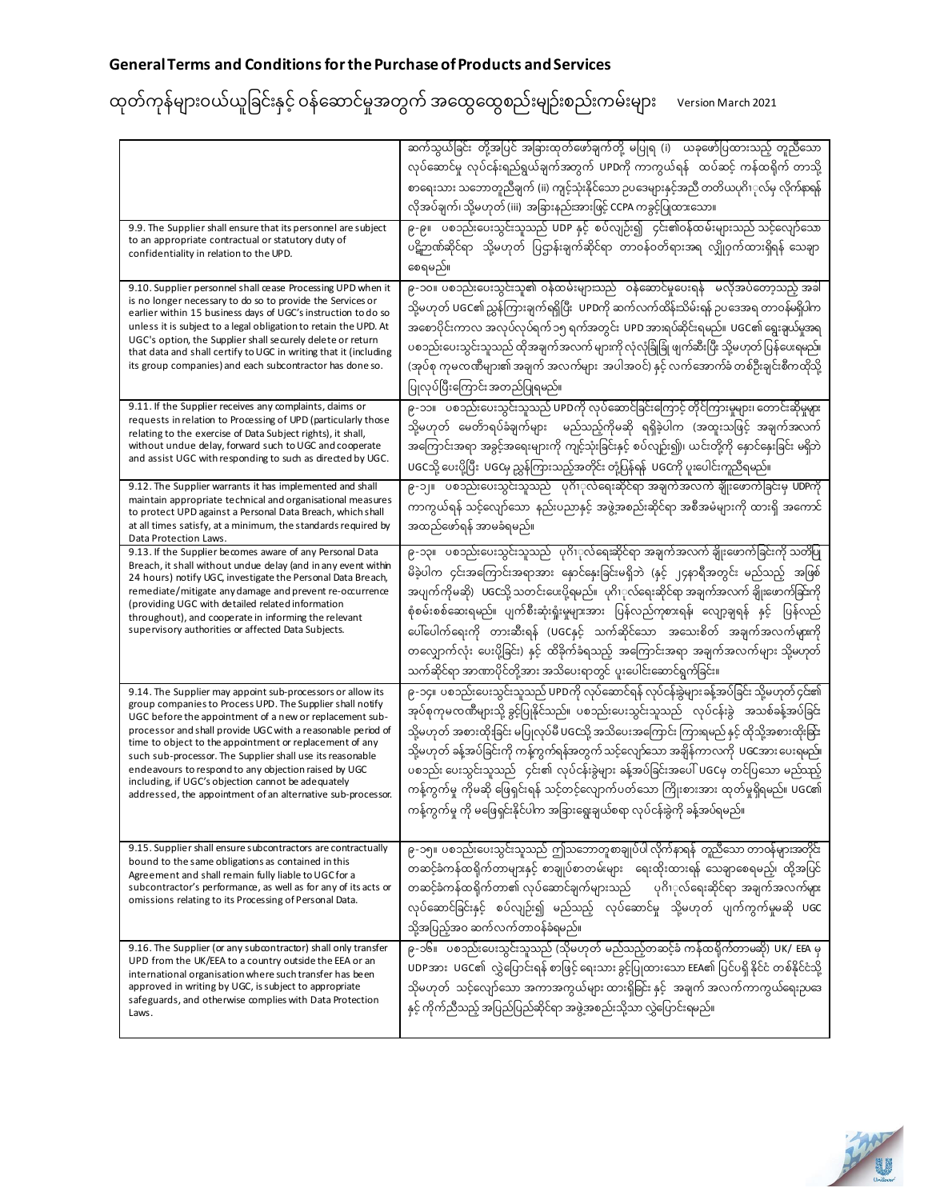**General Terms and Conditions for the Purchase of Products and Services**

ထုတ်ကုန်များဝယ်ယူခြင်းနှင့် ဝန်ဆောင်မှုအတွက် အထွေထွေစည်းမျဉ်းစည်းကမ်းများ Version March 2021

| | |
|---|---|
| | ဆက်သွယ်ခြင်း တို့အပြင် အခြားထုတ်ဖော်ချက်တို့ မပြုရ (i) ယခုဖော်ပြထားသည့် တူညီသော လုပ်ဆောင်မှု လုပ်ငန်းရည်ရွယ်ချက်အတွက် UPDကို ကာကွယ်ရန် ထပ်ဆင့် ကန်ထရိုက် တာသို့ စာရေးသား သဘောတူညီချက် (ii) ကျင့်သုံးနိုင်သော ဥပဒေများနှင့်အညီ တတိယပုဂ္ဂိုလ်မှ လိုက်နာရန် လိုအပ်ချက်၊ သို့မဟုတ် (iii) အခြားနည်းအားဖြင့် CCPA ကခွင့်ပြုထားသော။ |
| 9.9. The Supplier shall ensure that its personnel are subject to an appropriate contractual or statutory duty of confidentiality in relation to the UPD. | ၉-၉။ ပစ္စည်းပေးသွင်းသူသည် UDP နှင့် စပ်လျဥ်း၍ ၎င်း၏ဝန်ထမ်းများသည် သင့်လျော်သော ပဋိညာဉ်ဆိုင်ရာ သို့မဟုတ် ပြဋ္ဌာန်းချက်ဆိုင်ရာ တာဝန်ဝတ်ရားအရ လျှို့ဝှက်ထားရှိရန် သေချာစေရမည်။ |
| 9.10. Supplier personnel shall cease Processing UPD when it is no longer necessary to do so to provide the Services or earlier within 15 business days of UGC's instruction to do so unless it is subject to a legal obligation to retain the UPD. At UGC's option, the Supplier shall securely delete or return that data and shall certify to UGC in writing that it (including its group companies) and each subcontractor has done so. | ၉-၁၀။ ပစ္စည်းပေးသွင်းသူ၏ ဝန်ထမ်းများသည် ဝန်ဆောင်မှုပေးရန် မလိုအပ်တော့သည့် အခါ သို့မဟုတ် UGC၏ ညွှန်ကြားချက်ရရှိပြီး UPDကို ဆက်လက်ထိန်းသိမ်းရန် ဥပဒေအရ တာဝန်မရှိပါက အစောပိုင်းကာလ အလုပ်လုပ်ရက် ၁၅ ရက်အတွင်း UPD အားရပ်ဆိုင်းရမည်။ UGC၏ ရွေးချယ်မှုအရ ပစ္စည်းပေးသွင်းသူသည် ထိုအချက်အလက် များကို လုံလုံခြုံခြုံ ဖျက်ဆီးပြီး သို့မဟုတ် ပြန်ပေးရမည်။ (အုပ်စု ကုမဏီများ၏ အချက် အလက်များ အပါအဝင်) နှင့် လက်အောက်ခံ တစ်ဦးချင်းစီကထိုသို့ ပြုလုပ်ပြီးကြောင်း အတည်ပြုရမည်။ |
| 9.11. If the Supplier receives any complaints, claims or requests in relation to Processing of UPD (particularly those relating to the exercise of Data Subject rights), it shall, without undue delay, forward such to UGC and cooperate and assist UGC with responding to such as directed by UGC. | ၉-၁၁။ ပစ္စည်းပေးသွင်းသူသည် UPDကို လုပ်ဆောင်ခြင်းကြောင့် တိုင်ကြားမှုများ၊ တောင်းဆိုမှုများ သို့မဟုတ် မေတ္တာရပ်ခံချက်များ မည်သည့်ကိုမဆို ရရှိခဲ့ပါက (အထူးသဖြင့် အချက်အလက် အကြောင်းအရာ အခွင့်အရေးများကို ကျင့်သုံးခြင်းနှင့် စပ်လျဥ်း၍)၊ ယင်းတို့ကို နှောင်နှေးခြင်း မရှိဘဲ UGCသို့ ပေးပို့ပြီး UGCမှ ညွှန်ကြားသည့်အတိုင်း တုံ့ပြန်ရန် UGCကို ပူးပေါင်းကူညီရမည်။ |
| 9.12. The Supplier warrants it has implemented and shall maintain appropriate technical and organisational measures to protect UPD against a Personal Data Breach, which shall at all times satisfy, at a minimum, the standards required by Data Protection Laws. | ၉-၁၂။ ပစ္စည်းပေးသွင်းသူသည် ပုဂ္ဂိုလ်ရေးဆိုင်ရာ အချက်အလက် ချိုးဖောက်ခြင်းမှ UDPကို ကာကွယ်ရန် သင့်လျော်သော နည်းပညာနှင့် အဖွဲ့အစည်းဆိုင်ရာ အစီအမံများကို ထားရှိ အကောင်အထည်ဖော်ရန် အာမခံရမည်။ |
| 9.13. If the Supplier becomes aware of any Personal Data Breach, it shall without undue delay (and in any event within 24 hours) notify UGC, investigate the Personal Data Breach, remediate/mitigate any damage and prevent re-occurrence (providing UGC with detailed related information throughout), and cooperate in informing the relevant supervisory authorities or affected Data Subjects. | ၉-၁၃။ ပစ္စည်းပေးသွင်းသူသည် ပုဂ္ဂိုလ်ရေးဆိုင်ရာ အချက်အလက် ချိုးဖောက်ခြင်းကို သတိပြုမိခဲ့ပါက ၎င်းအကြောင်းအရာအား နှောင်နှေးခြင်းမရှိဘဲ (နှင့် ၂၄နာရီအတွင်း မည်သည့် အဖြစ်အပျက်ကိုမဆို) UGCသို့ သတင်းပေးပို့ရမည်။ ပုဂ္ဂိုလ်ရေးဆိုင်ရာ အချက်အလက် ချိုးဖောက်ခြင်းကို စုံစမ်းစစ်ဆေးရမည်။ ပျက်စီးဆုံးရှုံးမှုများအား ပြန်လည်ကုစားရန်၊ လျော့ချရန် နှင့် ပြန်လည်ပေါ်ပေါက်ရေးကို တားဆီးရန် (UGCနှင့် သက်ဆိုင်သော အသေးစိတ် အချက်အလက်များကို တလျှောက်လုံး ပေးပို့ခြင်း) နှင့် ထိခိုက်ခံရသည့် အကြောင်းအရာ အချက်အလက်များ သို့မဟုတ် သက်ဆိုင်ရာ အာဏာပိုင်တို့အား အသိပေးရာတွင် ပူးပေါင်းဆောင်ရွက်ခြင်း။ |
| 9.14. The Supplier may appoint sub-processors or allow its group companies to Process UPD. The Supplier shall notify UGC before the appointment of a new or replacement sub-processor and shall provide UGC with a reasonable period of time to object to the appointment or replacement of any such sub-processor. The Supplier shall use its reasonable endeavours to respond to any objection raised by UGC including, if UGC's objection cannot be adequately addressed, the appointment of an alternative sub-processor. | ၉-၁၄။ ပစ္စည်းပေးသွင်းသူသည် UPDကို လုပ်ဆောင်ရန် လုပ်ငန်းခွဲများ ခန့်အပ်ခြင်း သို့မဟုတ် ၎င်း၏ အုပ်စုကုမဏီများသို့ ခွင့်ပြုနိုင်သည်။ ပစ္စည်းပေးသွင်းသူသည် လုပ်ငန်းခွဲ အသစ်ခန့်အပ်ခြင်း သို့မဟုတ် အစားထိုးခြင်း မပြုလုပ်မီ UGCသို့ အသိပေးအကြောင်း ကြားရမည် နှင့် ထိုသို့အစားထိုးခြင်း သို့မဟုတ် ခန့်အပ်ခြင်းကို ကန့်ကွက်ရန်အတွက် သင့်လျော်သော အချိန်ကာလကို UGCအား ပေးရမည်။ ပစ္စည်း ပေးသွင်းသူသည် ၎င်း၏ လုပ်ငန်းခွဲများ ခန့်အပ်ခြင်းအပေါ် UGCမှ တင်ပြသော မည်သည့် ကန့်ကွက်မှု ကိုမဆို ဖြေရှင်းရန် သင့်တင့်လျော်ပတ်သော ကြိုးစားအား ထုတ်မှုရှိရမည်။ UGC၏ ကန့်ကွက်မှု ကို မဖြေရှင်းနိုင်ပါက အခြားရွေးချယ်စရာ လုပ်ငန်းခွဲကို ခန့်အပ်ရမည်။ |
| 9.15. Supplier shall ensure subcontractors are contractually bound to the same obligations as contained in this Agreement and shall remain fully liable to UGC for a subcontractor's performance, as well as for any of its acts or omissions relating to its Processing of Personal Data. | ၉-၁၅။ ပစ္စည်းပေးသွင်းသူသည် ဤသဘောတူစာချုပ်ပါ လိုက်နာရန် တူညီသော တာဝန်များအတိုင်း တဆင့်ခံကန်ထရိုက်တာများနှင့် စာချုပ်စာတမ်းများ ရေးထိုးထားရန် သေချာစေရမည်၊ ထို့အပြင် တဆင့်ခံကန်ထရိုက်တာ၏ လုပ်ဆောင်ချက်များသည် ပုဂ္ဂိုလ်ရေးဆိုင်ရာ အချက်အလက်များ လုပ်ဆောင်ခြင်းနှင့် စပ်လျဥ်း၍ မည်သည့် လုပ်ဆောင်မှု သို့မဟုတ် ပျက်ကွက်မှုမဆို UGC သို့အပြည့်အဝ ဆက်လက်တာဝန်ခံရမည်။ |
| 9.16. The Supplier (or any subcontractor) shall only transfer UPD from the UK/EEA to a country outside the EEA or an international organisation where such transfer has been approved in writing by UGC, is subject to appropriate safeguards, and otherwise complies with Data Protection Laws. | ၉-၁၆။ ပစ္စည်းပေးသွင်းသူသည် (သို့မဟုတ် မည်သည့်တဆင့်ခံ ကန်ထရိုက်တာမဆို) UK/ EEA မှ UDPအား UGC၏ လွှဲပြောင်းရန် စာဖြင့် ရေးသား ခွင့်ပြုထားသော EEA၏ ပြင်ပရှိ နိုင်ငံ တစ်နိုင်ငံသို့ သို့မဟုတ် သင့်လျော်သော အကာအကွယ်များ ထားရှိခြင်း နှင့် အချက် အလက်ကာကွယ်ရေးဥပဒေနှင့် ကိုက်ညီသည့် အပြည်ပြည်ဆိုင်ရာ အဖွဲ့အစည်းသို့သာ လွှဲပြောင်းရမည်။ |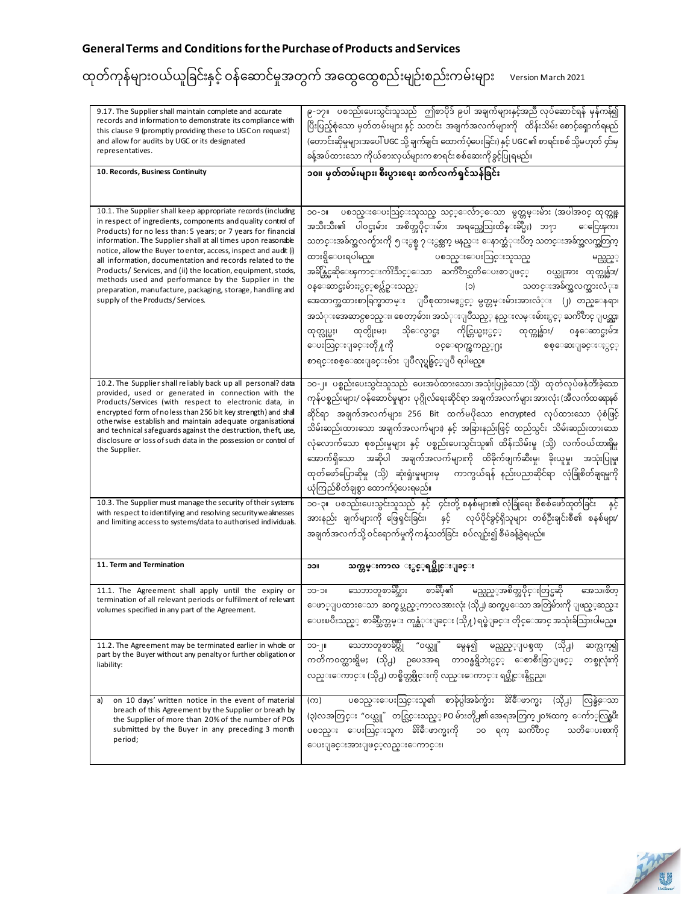## General Terms and Conditions for the Purchase of Products and Services

## ထုတ်ကုန်များဝယ်ယူခြင်းနှင့် ဝန်ဆောင်မှုအတွက် အထွေထွေစည်းမျဉ်းစည်းကမ်းများ Version March 2021

| | |
|---|---|
| 9.17. The Supplier shall maintain complete and accurate records and information to demonstrate its compliance with this clause 9 (promptly providing these to UGC on request) and allow for audits by UGC or its designated representatives. | ၉-၁၇။ ပစ္စည်းပေးသွင်းသူသည် ဤစာပိုဒ် ၉ ပါ အချက်များနှင့်အညီ လုပ်ဆောင်ရန် မှန်ကန်၍ ပြီးပြည့်စုံသော မှတ်တမ်းများ နှင့် သတင်း အချက်အလက်များကို ထိန်းသိမ်း စောင့်ရှောက်ရမည် (တောင်းဆိုမှုများအပေါ် UGC သို့ ချက်ချင်း ထောက်ပံ့ပေးခြင်း) နှင့် UGC ၏ စာရင်းစစ် သို့မဟုတ် ၎င်းမှ ခန့်အပ်ထားသော ကိုယ်စားလှယ်များက စာရင်းစစ်ဆေးကို ခွင့်ပြုရမည်။ |
| **10. Records, Business Continuity** | **၁၀။ မှတ်တမ်းများ၊ စီးပွားရေး ဆက်လက်ရှင်သန်ခြင်း** |
| 10.1. The Supplier shall keep appropriate records (including in respect of ingredients, components and quality control of Products) for no less than: 5 years; or 7 years for financial information. The Supplier shall at all times upon reasonable notice, allow the Buyer to enter, access, inspect and audit (i) all information, documentation and records related to the Products/ Services, and (ii) the location, equipment, stocks, methods used and performance by the Supplier in the preparation, manufacture, packaging, storage, handling and supply of the Products/ Services. | ၁၀-၁။ ပစ္စည်းပေးသွင်းသူသည် သင့်လျော်သော မှတ်တမ်းများ (အပါအဝင် ထုတ်ကုန် အသီးသီး၏ ပါဝင်မှုများ၊ အစိတ်အပိုင်းများ အရည်အသွေးထိန်းချုပ်မှု) ဘဏ္ဍာ ငွေကြေးရေး သတင်းအချက်အလက်များကို ၅ နှစ် ၇ နှစ်ထက် မနည်း နောက်ဆုံးပိတ် သတင်းအချက်အလက်တွက် ထားရှိပေးရပါမည်။ ပစ္စည်းပေးသွင်းသူသည် မည်သည့်အချိန်တွင်မဆို ကျိုးကြောင်းဆီလျော်သော ကြိုတင်အသိပေးစာဖြင့် ဝယ်ယူသူအား ထုတ်ကုန်များ/ ဝန်ဆောင်မှုများနှင့်စပ်လျဉ်းသည့် (၁) သတင်းအချက်အလက်များ၊ အထောက်အထားစာရွက်စာတမ်း ပြုစုထားမှုနှင့် မှတ်တမ်းများအားလုံး (၂) တည်နေရာ၊ အသုံးအဆောင်ပစ္စည်း၊ စတော့များ၊ အသုံးပြုသည့် နည်းလမ်းများနှင့် ကြိုတင် ပြယ်ယူ၊ ထုတ်လုပ်မှု၊ ထုတ်ပိုးမှု၊ သိုလှောင်မှု ကိုင်တွယ်မှုနှင့် ထုတ်ကုန်များ/ ဝန်ဆောင်မှုများ ပေးသွင်းခြင်းတို့ကို ဝင်ရောက်ကြည့်ရှုခြင်း စစ်ဆေးခြင်းနှင့် စာရင်းစစ်ဆေးခြင်းများ ပြုလုပ်ခွင့်ပြုပေးရပါမည်။ |
| 10.2. The Supplier shall reliably back up all personal? data provided, used or generated in connection with the Products/Services (with respect to electronic data, in encrypted form of no less than 256 bit key strength) and shall otherwise establish and maintain adequate organisational and technical safeguards against the destruction, theft, use, disclosure or loss of such data in the possession or control of the Supplier. | ၁၀-၂။ ပစ္စည်းပေးသွင်းသူသည် ပေးအပ်ထားသော၊ အသုံးပြုခဲ့သော (သို့) ထုတ်လုပ်ဖန်တီးခဲ့သော ကုန်ပစ္စည်းများ/ ဝန်ဆောင်မှုများ ပုဂ္ဂိုလ်ရေးဆိုင်ရာ အချက်အလက်များ အားလုံး (အီလက်ထရောနစ် ဆိုင်ရာ အချက်အလက်များ၊ 256 Bit ထက်မပိုသော encrypted လုပ်ထားသော ပုံစံဖြင့် သိမ်းဆည်းထားသော အချက်အလက်များ) နှင့် အခြားနည်းဖြင့် ထည့်သွင်း သိမ်းဆည်းထားသော လုံလောက်သော စုစည်းမှုများ နှင့် ပစ္စည်းပေးသွင်းသူ၏ ထိန်းသိမ်းမှု (သို့) လက်ဝယ်ထားရှိမှု အောက်ရှိသော အဆိုပါ အချက်အလက်များကို ထိခိုက်ဖျက်ဆီးမှု၊ ခိုးယူမှု၊ အသုံးပြုမှု၊ ထုတ်ဖော်ပြောဆိုမှု (သို့) ဆုံးရှုံးမှုများမှ ကာကွယ်ရန် နည်းပညာဆိုင်ရာ လုံခြုံစိတ်ချရမှုကို ယုံကြည်စိတ်ချစွာ ထောက်ပံ့ပေးရမည်။ |
| 10.3. The Supplier must manage the security of their systems with respect to identifying and resolving security weaknesses and limiting access to systems/data to authorised individuals. | ၁၀-၃။ ပစ္စည်းပေးသွင်းသူသည် နှင့် ၎င်းတို့ စနစ်များ၏ လုံခြုံရေး စီစစ်ဖော်ထုတ်ခြင်း နှင့် အားနည်း ချက်များကို ဖြေရှင်းခြင်း၊ နှင့် လုပ်ပိုင်ခွင့်ရှိသူများ တစ်ဦးချင်းစီ၏ စနစ်များ/ အချက်အလက်သို့ ဝင်ရောက်မှုကို ကန့်သတ်ခြင်း စပ်လျဉ်း၍ စီမံခန့်ခွဲရမည်။ |
| **11. Term and Termination** | **၁၁။ သက်တမ်းကာလ နှင့် ရပ်ဆိုင်းခြင်း** |
| 11.1. The Agreement shall apply until the expiry or termination of all relevant periods or fulfilment of relevant volumes specified in any part of the Agreement. | ၁၁-၁။ သဘောတူစာချုပ်အား စာချုပ်၏ မည်သည့်အစိတ်အပိုင်းတွင်ဆို အသေးစိတ် ဖော်ပြထားသော ဆက်စပ်သည့်ကာလအားလုံး (သို့) ဆက်စပ်သော အတွဲများကို ဖြည့်ဆည်း ပေးစပီးသည့် စာချုပ်ကုန်ဆုံးခြင်း (သို့) ရပ်စဲခြင်း တိုင်အောင် အသုံးခံသွားပါမည်။ |
| 11.2. The Agreement may be terminated earlier in whole or part by the Buyer without any penalty or further obligation or liability: | ၁၁-၂။ သဘောတူစာချုပ်ကို "ဝယ်သူ" မှမှန်၍ မည်သည့်ပြစ်ဒဏ် (သို့) ဆက်လက်၍ ကတိကဝတ်ထားရှိမှု (သို့) ဥပဒေအရ တာဝန်ရှိဘဲနှင့် စောစီးစွာဖြင့် တစ်ခုလုံးကို လည်းကောင်း (သို့) တစ်စိတ်တစ်ပိုင်းကို လည်းကောင်း ရပ်ဆိုင်းနိုင်သည်။ |
| a) on 10 days' written notice in the event of material breach of this Agreement by the Supplier or breach by the Supplier of more than 20% of the number of POs submitted by the Buyer in any preceding 3 month period; | (က) ပစ္စည်းပေးသွင်းသူ၏ စာချုပ်ပါအချက်များ ချိုးဖောက်မှု (သို့) လွန်ခဲ့သော (၃)လအတွင်း "ဝယ်သူ" တင်သွင်းသည့် PO များတို့၏ အရေအတွက် ၂၀%ထက် ကျော်လွန်ပြီး ပစ္စည်း ပေးသွင်းသူက ချိုးဖောက်မှုကို ၁၀ ရက် ကြိုတင် သတိပေးစာကို ပေးခြင်းအားဖြင့်လည်းကောင်း၊ |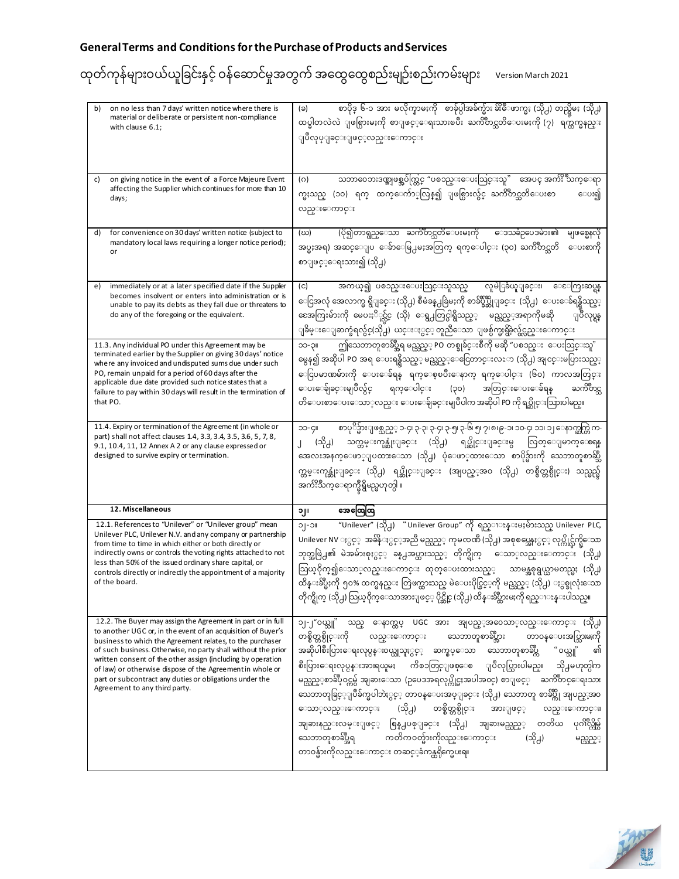## General Terms and Conditions for the Purchase of Products and Services

## ထုတ်ကုန်များဝယ်ယူခြင်းနှင့် ဝန်ဆောင်မှုအတွက် အထွေထွေစည်းမျဉ်းစည်းကမ်းများ Version March 2021

| | |
|---|---|
| b) on no less than 7 days' written notice where there is material or deliberate or persistent non-compliance with clause 6.1; | (ခ) စာပိုဒ် ၆-၁ အား မလိုက်နာမှုကို စာချုပ်ပါအချက်များ ချိုးဖောက်မှု (သို့) တည်ရှိမှု (သို့) ထပ်ခါတလဲလဲ ဖြစ်ပွားမှုကို စာဖြင့်ရေးသားပြီး သက်တော်သတိပေးမှုကို (၇) ရက်ထက်မနည်း ပြုလုပ်ခြင်းဖြင့်လည်းကောင်း |
| c) on giving notice in the event of a Force Majeure Event affecting the Supplier which continues for more than 10 days; | (ဂ) သဘာဝဘေးဒဏ်ဖြစ်စဉ်တွင် "ပစ္စည်းပေးသွင်းသူ" အပေါ် အကျိုးသက်ရောက်မှုသည် (၁၀) ရက် ထက်ကျော်လွန်၍ ဖြစ်ပွားလျှင် သက်တော်သတိပေးစာ ပေး၍လည်းကောင်း |
| d) for convenience on 30 days' written notice (subject to mandatory local laws requiring a longer notice period); or | (ဃ) (ပို၍တာရှည်သော သက်တော်သတိပေးမှုကို ဒေသခံဥပဒေများ၏ မဖြစ်မနေလိုအပ်မှုအရ) အဆင်ပြေ ဆောင်ရွက်မှုအတွက် ရက်ပေါင်း (၃၀) သက်တော်သတိပေးစာကို စာဖြင့်ရေးသား၍ (သို့) |
| e) immediately or at a later specified date if the Supplier becomes insolvent or enters into administration or is unable to pay its debts as they fall due or threatens to do any of the foregoing or the equivalent. | (င) အကယ်၍ ပစ္စည်းပေးသွင်းသူသည် လူမွဲခံယူခြင်း၊ ငွေကြေးဆပ်ရန် ငွေအလုံအလောက် မရှိခြင်း (သို့) စီမံခန့်ခွဲမှုကို စာချုပ်ချုပ်ဆိုခြင်း (သို့) ပေးချေရန်ရှိသည့် အကြွေးများကို မပေးနိုင်ခြင်း (သို့) ရှေ့တွင်ဖော်ပြခဲ့သည့် မည်သည့်အရာကိုမဆို ပြုလုပ်ရန် ခြိမ်းခြောက်ခဲ့လျှင်(သို့) ယင်းနှင့်တူညီသော ဖြစ်ပွားမှုရှိခဲ့လျှင်လည်းကောင်း |
| 11.3. Any individual PO under this Agreement may be terminated earlier by the Supplier on giving 30 days' notice where any invoiced and undisputed sums due under such PO, remain unpaid for a period of 60 days after the applicable due date provided such notice states that a failure to pay within 30 days will result in the termination of that PO. | ၁၁-၃။ ဤသဘောတူစာချုပ်အရ မည်သည့် PO တစ်ခုချင်းစီကို မဆို "ပစ္စည်း ပေးသွင်းသူ" မှစ၍ အဆိုပါ PO အရ ပေးရန်ရှိသည့် မည်သည့်ငွေတောင်းလွှာ (သို့) အငြင်းမပွားသည့် ငွေပမာဏများကို ပေးချေရန် ရက်စေ့ပြီးနောက် ရက်ပေါင်း (၆၀) ကာလအတွင်း ပေးချေခြင်းမပြုလျှင် ရက်ပေါင်း (၃၀) အတွင်းပေးချေရန် သက်တော်သတိပေးစာပေးသော်လည်း ပေးချေခြင်းမပြုပါက အဆိုပါ PO ကို ရပ်ဆိုင်းသွားပါမည်။ |
| 11.4. Expiry or termination of the Agreement (in whole or part) shall not affect clauses 1.4, 3.3, 3.4, 3.5, 3.6, 5, 7, 8, 9.1, 10.4, 11, 12 Annex A 2 or any clause expressed or designed to survive expiry or termination. | ၁၁-၄။ စာပိုဒ်များဖြစ်သည့် ၁-၄၊ ၃-၃၊ ၃-၄၊ ၃-၅၊ ၃-၆၊ ၅၊ ၇၊ ၈၊ ၉-၁၊ ၁၀-၄၊ ၁၁၊ ၁၂ နောက်ဆက်တွဲ က-၂ (သို့) သက်တမ်းကုန်ဆုံးခြင်း (သို့) ရပ်ဆိုင်းခြင်းမှ ပြတ်တောက်စေရန် အလေးအနက်ဖော်ပြထားသော (သို့) ပုံဖော်ထားသော စာပိုဒ်များကို သဘောတူစာချုပ် သက်တမ်းကုန်ဆုံးခြင်း (သို့) ရပ်ဆိုင်းခြင်း (အပြည့်အဝ (သို့) တစ်စိတ်တစ်ပိုင်း) သည်မည်သို့ အကျိုးသက်ရောက်မှုရှိမည်မဟုတ်ပါ။ |
| **12. Miscellaneous** | **၁၂။ အထွေထွေ** |
| 12.1. References to "Unilever" or "Unilever group" mean Unilever PLC, Unilever N.V. and any company or partnership from time to time in which either or both directly or indirectly owns or controls the voting rights attached to not less than 50% of the issued ordinary share capital, or controls directly or indirectly the appointment of a majority of the board. | ၁၂-၁။ "Unilever" (သို့) "Unilever Group" ကို ရည်ညွှန်းမှုများသည် Unilever PLC, Unilever NV နှင့် အချိန်နှင့်အညီ မည်သည့် ကုမ္ပဏီ (သို့) အစုစပ်လုပ်ငန်းနှင့် လုပ်ပိုင်ခွင့်ရှိသော ဘုတ်အဖွဲ့၏ မဲအများစုနှင့် ခန့်အပ်မှုသည့် တိုက်ရိုက် သော်လည်းကောင်း (သို့) သွယ်ဝိုက်၍သော်လည်းကောင်း ထုတ်ပေးထားသည့် သာမန်အစုရှယ်ယာမတည်ငွေ (သို့) ထိန်းချုပ်မှုကို ၅၀% ထက်မနည်း တွဲဖက်ထားသည့် မဲပေးပိုင်ခွင့်ကို မည်သည့် (သို့) နှစ်ခုလုံးသော တိုက်ရိုက် (သို့) သွယ်ဝိုက်သောအားဖြင့် ပိုင်ဆိုင် (သို့) ထိန်းချုပ်မှုကို ရည်ညွှန်းပါသည်။ |
| 12.2. The Buyer may assign the Agreement in part or in full to another UGC or, in the event of an acquisition of Buyer's business to which the Agreement relates, to the purchaser of such business. Otherwise, no party shall without the prior written consent of the other assign (including by operation of law) or otherwise dispose of the Agreement in whole or part or subcontract any duties or obligations under the Agreement to any third party. | ၁၂-၂"ဝယ်သူ" သည် နောက်ထပ် UGC အား အပြည့်အဝသော်လည်းကောင်း (သို့) တစ်စိတ်တစ်ပိုင်းကို လည်းကောင်း သဘောတူစာချုပ်အား တာဝန်ပေးအပ်သွားမှုကို အဆိုပါစီးပွားရေးလုပ်ငန်းဝယ်ယူသူနှင့် ဆက်စပ်သော သဘောတူစာချုပ် "ဝယ်သူ" ၏ စီးပွားရေးလုပ်ငန်းအားရယူမှု ကိစ္စတွင်ဖြစ်စေ ပြုလုပ်သွားပါမည်။ သို့မဟုတ်ပါက မည်သည့်စာချုပ်ဝင်မှ အခြားသော (ဥပဒေအရလုပ်ပိုင်ခွင့်အပါအဝင်) စာဖြင့် သက်တော်ရေးသား သဘောတူခြင်းမပြုဘဲနှင့် တာဝန်ပေးအပ်ခြင်း (သို့) သဘောတူ စာချုပ်ကို အပြည့်အဝ သော်လည်းကောင်း (သို့) တစ်စိတ်တစ်ပိုင်း အားဖြင့် လည်းကောင်း၊ အခြားနည်းလမ်းဖြင့် စွန့်ပစ်ခြင်း (သို့) အခြားမည်သည့် တတိယ ပုဂ္ဂိုလ်မှ သဘောတူစာချုပ်အရ ကတိကဝတ်များကိုလည်းကောင်း (သို့) မည်သည့် တာဝန်များကိုလည်းကောင်း တဆင့်ခံကန်ထရိုက်မပေးရ။ |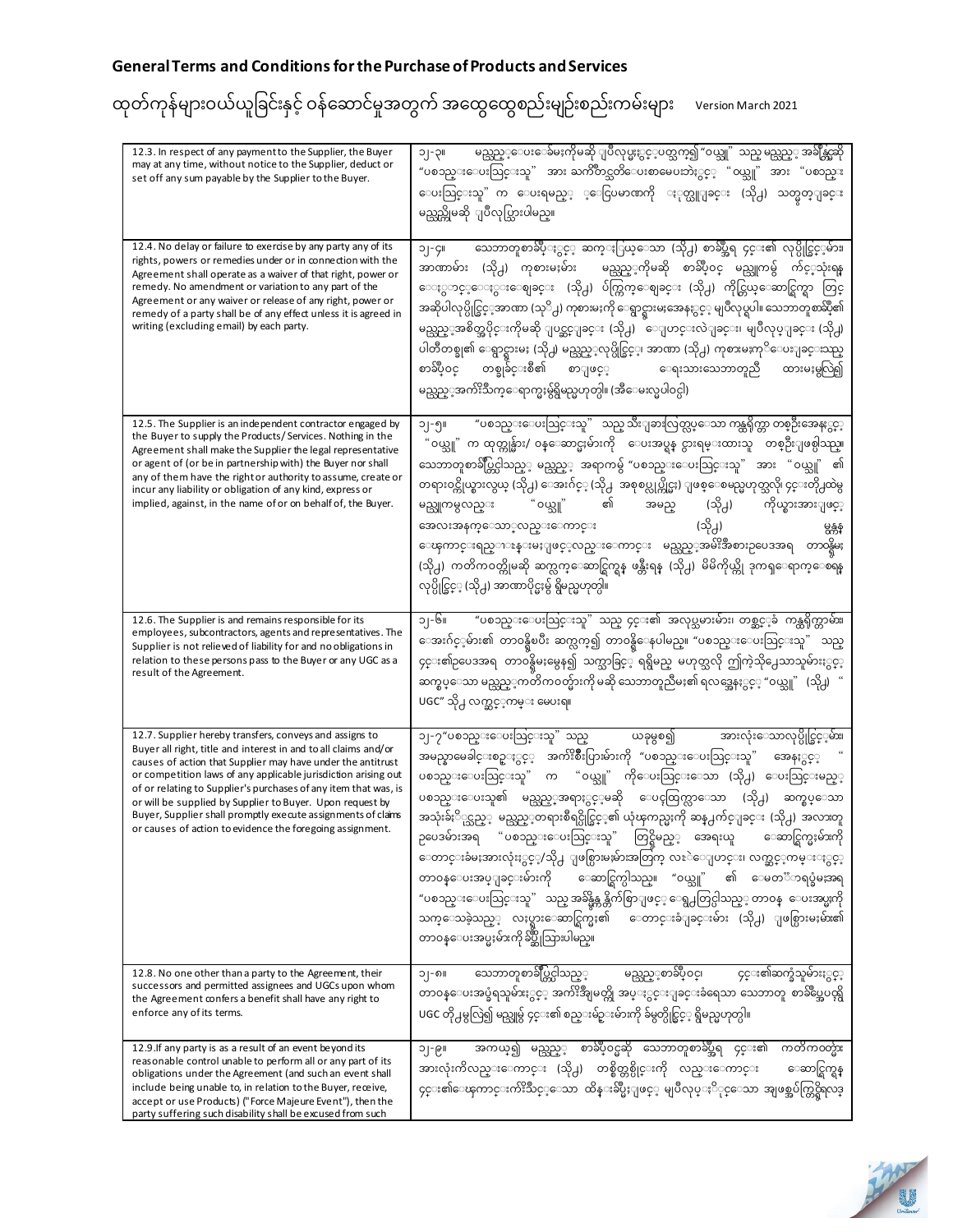**General Terms and Conditions for the Purchase of Products and Services**

ထုတ်ကုန်များဝယ်ယူခြင်းနှင့် ဝန်ဆောင်မှုအတွက် အထွေထွေစည်းမျဉ်းစည်းကမ်းများ Version March 2021

| | |
|---|---|
| 12.3. In respect of any payment to the Supplier, the Buyer may at any time, without notice to the Supplier, deduct or set off any sum payable by the Supplier to the Buyer. | ၁၂-၃။ မည်သည့်ပေးချေမှုကိုမဆို ပြုလုပ်ရာတွင် "ဝယ်သူ" သည် မည်သည့်အချိန်တွင်မဆို "ပစ္စည်းပေးသွင်းသူ" အား ကြိုတင်အကြောင်းကြားခြင်းမရှိဘဲ "ဝယ်သူ" အား "ပစ္စည်းပေးသွင်းသူ" က ပေးရမည့် ငွေပမာဏကို နုတ်ယူခြင်း (သို့) သတ်မှတ်ခြင်း မည်သည်ကိုမဆို ပြုလုပ်သွားပါမည်။ |
| 12.4. No delay or failure to exercise by any party of any of its rights, powers or remedies under or in connection with the Agreement shall operate as a waiver of that right, power or remedy. No amendment or variation to any part of the Agreement or any waiver or release of any right, power or remedy of a party shall be of any effect unless it is agreed in writing (excluding email) by each party. | ၁၂-၄။ သဘောတူစာချုပ်နှင့် ဆက်နွယ်သော (သို့) စာချုပ်ရှိ ၎င်း၏ လုပ်ပိုင်ခွင့်များ၊ အာဏာများ (သို့) ကုစားမှုများ မည်သည့်ကိုမဆို စာချုပ်ဝင် မည်သူကမှ ကျင့်သုံးရန် နှောင့်နှေးခြင်း (သို့) ပျက်ကွက်ခြင်း (သို့) ကိုင်တွယ်ဆောင်ရွက်ရာ တွင် အဆိုပါလုပ်ပိုင်ခွင့်၊ အာဏာ (သို့) ကုစားမှုကို ရှောင်ရှားမှုအနေနှင့် မပြုလုပ်ရပါ။ သဘောတူစာချုပ်၏ မည်သည့်အစိတ်အပိုင်းကိုမဆို ပြင်ဆင်ခြင်း (သို့) ပြောင်းလဲခြင်း၊ မပြုလုပ်ခြင်း (သို့) ပါတီတစ်ခု၏ ရှောင်ရှားမှု (သို့) မည်သည့်လုပ်ပိုင်ခွင့်၊ အာဏာ (သို့) ကုစားမှုကိုပေးခြင်းသည် စာချုပ်ဝင် တစ်ခုချင်းစီ၏ စာဖြင့် ရေးသားသဘောတူညီ ထားမှုမပြုလျှင် မည်သည့်အကျိုးသက်ရောက်မှုမျှရှိမည်မဟုတ်ပါ။ (အီးမေးလ်မပါဝင်ပါ) |
| 12.5. The Supplier is an independent contractor engaged by the Buyer to supply the Products/ Services. Nothing in the Agreement shall make the Supplier the legal representative or agent of (or be in partnership with) the Buyer nor shall any of them have the right or authority to assume, create or incur any liability or obligation of any kind, express or implied, against, in the name of or on behalf of, the Buyer. | ၁၂-၅။ "ပစ္စည်းပေးသွင်းသူ" သည် သီးခြားလွတ်လပ်သော ကန်ထရိုက်တာ တစ်ဦးအနေနှင့် "ဝယ်သူ" က ထုတ်ကုန်များ/ ဝန်ဆောင်မှုများကို ပေးအပ်ရန် ငှားရမ်းထားသူ တစ်ဦးဖြစ်သည်။ သဘောတူစာချုပ်တွင်ပါသည့် မည်သည့် အရာကမှ "ပစ္စည်းပေးသွင်းသူ" အား "ဝယ်သူ" ၏ တရားဝင်ကိုယ်စားလှယ် (သို့) အေးဂျင့် (သို့) အစုစပ်လုပ်ကိုင်မှု) ဖြစ်စေမည်မဟုတ်သလို ၎င်းတို့ထဲမှ မည်သူကမှလည်း "ဝယ်သူ" ၏ အမည် (သို့) ကိုယ်စားအားဖြင့် အလေးအနက်သော်လည်းကောင်း (သို့) မှန်းဆ ပြောကြားရည်ညွှန်းမှုဖြင့်လည်းကောင်း မည်သည့်အမျိုးအစားဥပဒေအရ တာဝန်ရှိမှု (သို့) ကတိကဝတ်ကိုမဆို ဆက်လက်ဆောင်ရွက်ရန် ဖန်တီးရန် (သို့) မိမိကိုယ်တိုင် ဒုက္ခရောက်စေရန် လုပ်ပိုင်ခွင့် (သို့) အာဏာပိုင်မှု ရှိမည်မဟုတ်ပါ။ |
| 12.6. The Supplier is and remains responsible for its employees, subcontractors, agents and representatives. The Supplier is not relieved of liability for and no obligations in relation to these persons pass to the Buyer or any UGC as a result of the Agreement. | ၁၂-၆။ "ပစ္စည်းပေးသွင်းသူ" သည် ၎င်း၏ အလုပ်သမားများ၊ တစ်ဆင့်ခံ ကန်ထရိုက်တာများ၊ အေးဂျင့်များ၏ တာဝန်ရှိပြီး ဆက်လက်၍ တာဝန်ရှိနေပါမည်။ "ပစ္စည်းပေးသွင်းသူ" သည် ၎င်း၏ဥပဒေအရ တာဝန်ရှိမှုမှနေ၍ သက်သာခွင့် ရရှိမည် မဟုတ်သလို ဤကဲ့သို့သောသူများနှင့် ဆက်စပ်သော မည်သည့်ကတိကဝတ်များကိုမဆို သဘောတူညီမှု၏ ရလဒ်အနေနှင့် "ဝယ်သူ" (သို့) "UGC" သို့ လက်ဆင့်ကမ်း မပေးရ။ |
| 12.7. Supplier hereby transfers, conveys and assigns to Buyer all right, title and interest in and to all claims and/or causes of action that Supplier may have under the antitrust or competition laws of any applicable jurisdiction arising out of or relating to Supplier's purchases of any item that is, or will be supplied by Supplier to Buyer. Upon request by Buyer, Supplier shall promptly execute assignments of claims or causes of action to evidence the foregoing assignment. | ၁၂-၇။ "ပစ္စည်းပေးသွင်းသူ" သည် ယခုမှစ၍ အားလုံးသောလုပ်ပိုင်ခွင့်များ၊ အမည်နာမခေါင်းစဉ်နှင့် အကျိုးစီးပွားများကို "ပစ္စည်းပေးသွင်းသူ" အနေနှင့် "ပစ္စည်းပေးသွင်းသူ" က "ဝယ်သူ" ကိုပေးသွင်းသော (သို့) ပေးသွင်းမည့် ပစ္စည်းပေးသူ၏ မည်သည့်အရာနှင့်မဆို ပေါ်ထွက်လာသော (သို့) ဆက်စပ်သော အသုံးခံပိုင်ခွင့် မည်သည့်တရားစီရင်ပိုင်ခွင့်၏ ယှဉ်ပြိုင်မှုကို ဆန့်ကျင်ခြင်း (သို့) အလားတူ ဥပဒေများအရ "ပစ္စည်းပေးသွင်းသူ" တွင်ရှိမည့် အရေးယူ ဆောင်ရွက်မှုများကို တောင်းခံမှုအားလုံးနှင့်/သို့ ဖြစ်ပွားမှုများအတွက် လွှဲပြောင်း၊ လက်ဆင့်ကမ်းနှင့် တာဝန်ပေးအပ်ခြင်းများကို ဆောင်ရွက်ပါသည်။ "ဝယ်သူ" ၏ တောင်းဆိုမှုအရ "ပစ္စည်းပေးသွင်းသူ" သည် အထက်ဖော်ပြပါ သက်သေအထောက်အထားအဖြစ် တာဝန် ပေးအပ်မှုကို သက်သေပြသည့် လုပ်ဆောင်ချက်၏ တောင်းခံချက်များ (သို့) ဖြစ်ပွားမှုများ၏ တာဝန်ပေးအပ်မှုများကို ချက်ချင်းလုပ်ဆောင်သွားပါမည်။ |
| 12.8. No one other than a party to the Agreement, their successors and permitted assignees and UGCs upon whom the Agreement confers a benefit shall have any right to enforce any of its terms. | ၁၂-၈။ သဘောတူစာချုပ်တွင်ပါသည့် မည်သည့်စာချုပ်ဝင်၊ ၎င်း၏ဆက်ခံသူများနှင့် တာဝန်ပေးအပ်ရသူများနှင့် အကျိုးခံစားမှုကို အပ်နှင်းခြင်းခံရသော သဘောတူ စာချုပ်ပါ UGC တို့မှလွဲ၍ မည်သူမှ ၎င်း၏ စည်းမျဉ်းများကို ခိုင်မာစေပိုင်ခွင့် ရှိမည်မဟုတ်ပါ။ |
| 12.9. If any party is as a result of an event beyond its reasonable control unable to perform all or any part of its obligations under the Agreement (and such an event shall include being unable to, in relation to the Buyer, receive, accept or use Products) ("Force Majeure Event"), then the party suffering such disability shall be excused from such | ၁၂-၉။ အကယ်၍ မည်သည့် စာချုပ်ဝင်မဆို သဘောတူစာချုပ်ရှိ ၎င်း၏ ကတိကဝတ်အားလုံးကိုလည်းကောင်း (သို့) တစ်စိတ်တစ်ပိုင်းကို လည်းကောင်း ဆောင်ရွက်ရန် ၎င်း၏ကြောင်းကျိုးသင့်သော ထိန်းချုပ်မှုဖြင့် မပြုလုပ်နိုင်သော အဖြစ်အပျက်ကြောင့်ရလဒ် |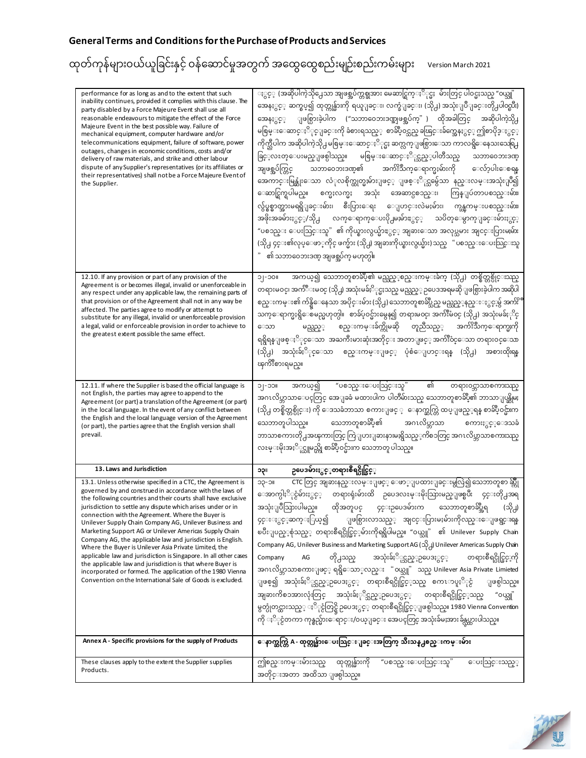## General Terms and Conditions for the Purchase of Products and Services

ထုတ်ကုန်များဝယ်ယူခြင်းနှင့် ဝန်ဆောင်မှုအတွက် အထွေထွေစည်းမျဉ်းစည်းကမ်းများ Version March 2021

| | |
|---|---|
| performance for as long as and to the extent that such inability continues, provided it complies with this clause. The party disabled by a Force Majeure Event shall use all reasonable endeavours to mitigate the effect of the Force Majeure Event in the best possible way. Failure of mechanical equipment, computer hardware and/or telecommunications equipment, failure of software, power outages, changes in economic conditions, costs and/or delivery of raw materials, and strike and other labour dispute of any Supplier's representatives (or its affiliates or their representatives) shall not be a Force Majeure Event of the Supplier. | နှင့် (အဆိုပါကဲ့သို့သော အဖြစ်အပျက်များအား မဆောင်ရွက်နိုင်မှုများတွင် ပါဝင်နိုင်သည့် "ဝယ်သူ" အနေနှင့် ဆက်စပ်၍ ထုတ်ကုန်များကို ရယူခြင်း၊ လက်ခံခြင်း၊ (သို့) အသုံးပြုခြင်းတို့ပါဝင်ပြီး) အနေနှင့် ဖြစ်ပွားခဲ့ပါက ("သဘာဝဘေးအဖြစ်အပျက်") ထိုအခါတွင် အဆိုပါကဲ့သို့ မဖြေမ်းဆောင်နိုင်ခြင်းကို ခံစားရသည့် စာချုပ်ဝင်သည် ခြေရင်းခံအကြောင်းနှင့် ဤစာပိုဒ်နှင့် ကိုက်ညီပါက အဆိုပါကဲ့သို့ မဖြေမ်းဆောင်နိုင်ခြင်း ဆက်လက်ဖြစ်ပွားသော ကာလရှိနေသရွေ့ ခြင့်လေးတာနေမည်ဖြစ်ပါသည်။ မဖြေမ်းဆောင်နိုင်သည့်ပါတီသည် သဘာဝဘေးအဖြစ်အပျက်တွင် သဘာဝဘေးအဖြစ်၏ အကျိုးသက်ရောက်မှုများကို လျော့ပါးစေရန် အကောင်းမွန်ဆုံးသော လုံလစိုက်ထုတ်မှုများဖြင့် ဖြစ်နိုင်သမျှသော နည်းလမ်းအသုံးပြု၍ ဆောင်ရွက်ရပါမည်။ စက်ပစ္စည်း အသုံး အဆောင်ပစ္စည်း၊ ကြေးနန်းပစ္စည်းများ၊ လျှပ်စစ်ဓာတ်အားမရရှိခြင်းများ၊ စီးပွားရေး ပြောင်းလဲမှုများ၊ ကုန်ကြမ်းပစ္စည်းများ၏ အဖိုးအခများနှင့်/သို့ လက်ရောက်ပေးပို့မှုများနှင့် သပိတ်မှောက်ခြင်းများနှင့် "ပစ္စည်းပေးသွင်းသူ" ၏ ကိုယ်စားလှယ်များနှင့် အခြားသော အလုပ်သမား အငြင်းပွားမှုများ (သို့) ၎င်း၏လုပ်ဖော်ကိုင်ဖက်များ (သို့) အခြားကိုယ်စားလှယ်များ) သည် "ပစ္စည်းပေးသွင်းသူ" ၏ သဘာဝဘေးအဖြစ်အပျက် မဟုတ်ပါ။ |
| 12.10. If any provision or part of any provision of the Agreement is or becomes illegal, invalid or unenforceable in any respect under any applicable law, the remaining parts of that provision or of the Agreement shall not in any way be affected. The parties agree to modify or attempt to substitute for any illegal, invalid or unenforceable provision a legal, valid or enforceable provision in order to achieve to the greatest extent possible the same effect. | ၁၂-၁၀။ အကယ်၍ သဘောတူစာချုပ်၏ မည်သည့်စည်းကမ်းချက် (သို့) တစ်စိတ်တစ်ပိုင်းသည် တရားမဝင်၊ အကျိုးမဝင် (သို့) အသုံးမခံနိုင်သည့် မည်သည့် ဥပဒေအရမဆို ဖြစ်ခဲ့ပါက အဆိုပါ စည်းကမ်း၏ ကျန်ရှိနေသော အပိုင်းများ (သို့) သဘောတူစာချုပ်သည် မည်သည့်နည်းနှင့်မှ အကျိုးသက်ရောက်မှုရှိစေမည်မဟုတ်ပါ။ စာချုပ်ဝင်များမှနေ၍ တရားမဝင်၊ အကျိုးမဝင် (သို့) အသုံးမခံနိုင်သော မည်သည့် စည်းကမ်းချက်ကိုမဆို တူညီသည့် အကျိုးသက်ရောက်မှုကို ရရှိရန်ဖြစ်နိုင်သော အကြီးမားဆုံးအတိုင်း အတာဖြင့် အကျိုးဝင်သော တရားဝင်သော (သို့) အသုံးခံနိုင်သော စည်းကမ်းဖြင့် ပုံစံပြောင်းရန် (သို့) အစားထိုးရန် ကြိုးစားရမည်။ |
| 12.11. If where the Supplier is based the official language is not English, the parties may agree to append to the Agreement (or part) a translation of the Agreement (or part) in the local language. In the event of any conflict between the English and the local language version of the Agreement (or part), the parties agree that the English version shall prevail. | ၁၂-၁၁။ အကယ်၍ "ပစ္စည်းပေးသွင်းသူ" ၏ တရားဝင်ဘာသာစကားသည် အင်္ဂလိပ်ဘာသာပေတွင် အခြေခံ မထားပါက ပါတီများသည် သဘောတူစာချုပ်၏ ဘာသာပြန်ချက်မှု (သို့) တစ်စိတ်တစ်ပိုင်း) ကို ဒေသခံဘာသာ စကားဖြင့် နောက်ဆက်တွဲ ထပ်ဖြည့်ရန် စာချုပ်ဝင်များက သဘောတူပါသည်။ သဘောတူစာချုပ်၏ အင်္ဂလိပ်ဘာသာ စကားနှင့်ဒေသခံ ဘာသာစကားတို့အကြားတွင် ကွဲပြားခြားနားမှုရှိသည့်ကိစ္စတွင် အင်္ဂလိပ်ဘာသာစကားသည် လွှမ်းမိုးနိုင်မည်ဟု စာချုပ်ဝင်များက သဘောတူပါသည်။ |
| **13. Laws and Jurisdiction** | **၁၃။ ဥပဒေများနှင့်တရားစီရင်ပိုင်ခွင့်** |
| 13.1. Unless otherwise specified in a CTC, the Agreement is governed by and construed in accordance with the laws of the following countries and their courts shall have exclusive jurisdiction to settle any dispute which arises under or in connection with the Agreement. Where the Buyer is Unilever Supply Chain Company AG, Unilever Business and Marketing Support AG or Unilever Americas Supply Chain Company AG, the applicable law and jurisdiction is English. Where the Buyer is Unilever Asia Private Limited, the applicable law and jurisdiction is Singapore. In all other cases the applicable law and jurisdiction is that where Buyer is incorporated or formed. The application of the 1980 Vienna Convention on the International Sale of Goods is excluded. | ၁၃-၁။ CTC တွင် အခြားနည်းလမ်းဖြင့် ဖော်ပြထားခြင်းမရှိလျှင် သဘောတူစာချုပ်ကို အောက်ပါနိုင်ငံများနှင့် တရားရုံးများထံ ဥပဒေလမ်းမိုးသွားမည်ဖြစ်ပြီး ၎င်းတို့အရ အသုံးပြုသွားပါမည်။ ထိုအတူပင် ၎င်းဥပဒေများက သဘောတူစာချုပ်အရ (သို့) ၎င်းနှင့်ဆက်စပ်၍ ဖြစ်ပွားလာသည့် အငြင်းပွားမှုများကိုလည်း ဖြေရှင်းရန် စပ်ပြည့်စုံသည့် တရားစီရင်ပိုင်ခွင့်များကိုရရှိပါမည်။ "ဝယ်သူ" ၏ Unilever Supply Chain Company AG, Unilever Business and Marketing Support AG (သို့) Unilever Americas Supply Chain Company AG တို့သည် အသုံးခံနိုင်သည့်ဥပဒေနှင့် တရားစီရင်ပိုင်ခွင့်ကို အင်္ဂလိပ်ဘာသာစကားဖြင့် ရရှိသော်လည်း "ဝယ်သူ" သည် Unilever Asia Private Limited ဖြစ်၍ အသုံးခံနိုင်သည့်ဥပဒေနှင့် တရားစီရင်ပိုင်ခွင့်သည် စင်ကာပူနိုင်ငံ ဖြစ်ပါသည်။ အခြားကိစ္စအားလုံးတွင် အသုံးခံနိုင်သည့်ဥပဒေနှင့် တရားစီရင်ပိုင်ခွင့်သည် "ဝယ်သူ" မှတ်ပုံတင်ထားသည့် နိုင်ငံတွင်ရှိ ဥပဒေနှင့် တရားစီရင်ပိုင်ခွင့်ဖြစ်ပါသည်။ 1980 Vienna Convention ကို နိုင်ငံတကာ ကုန်ပစ္စည်းရောင်း/ဝယ်ခြင်း အပေါ်တွင် အသုံးခံမှုအား ခြွင်းချန်ထားပါသည်။ |
| **Annex A - Specific provisions for the supply of Products** | **နောက်ဆက်တွဲ A - ထုတ်ကုန်များပေးသွင်းခြင်းအတွက် သီးသန့်စည်းကမ်းများ** |
| These clauses apply to the extent the Supplier supplies Products. | ဤစည်းကမ်းများသည် ထုတ်ကုန်များကို "ပစ္စည်းပေးသွင်းသူ" ပေးသွင်းသည့် အတိုင်းအတာ အထိသာ ဖြစ်ပါသည်။ |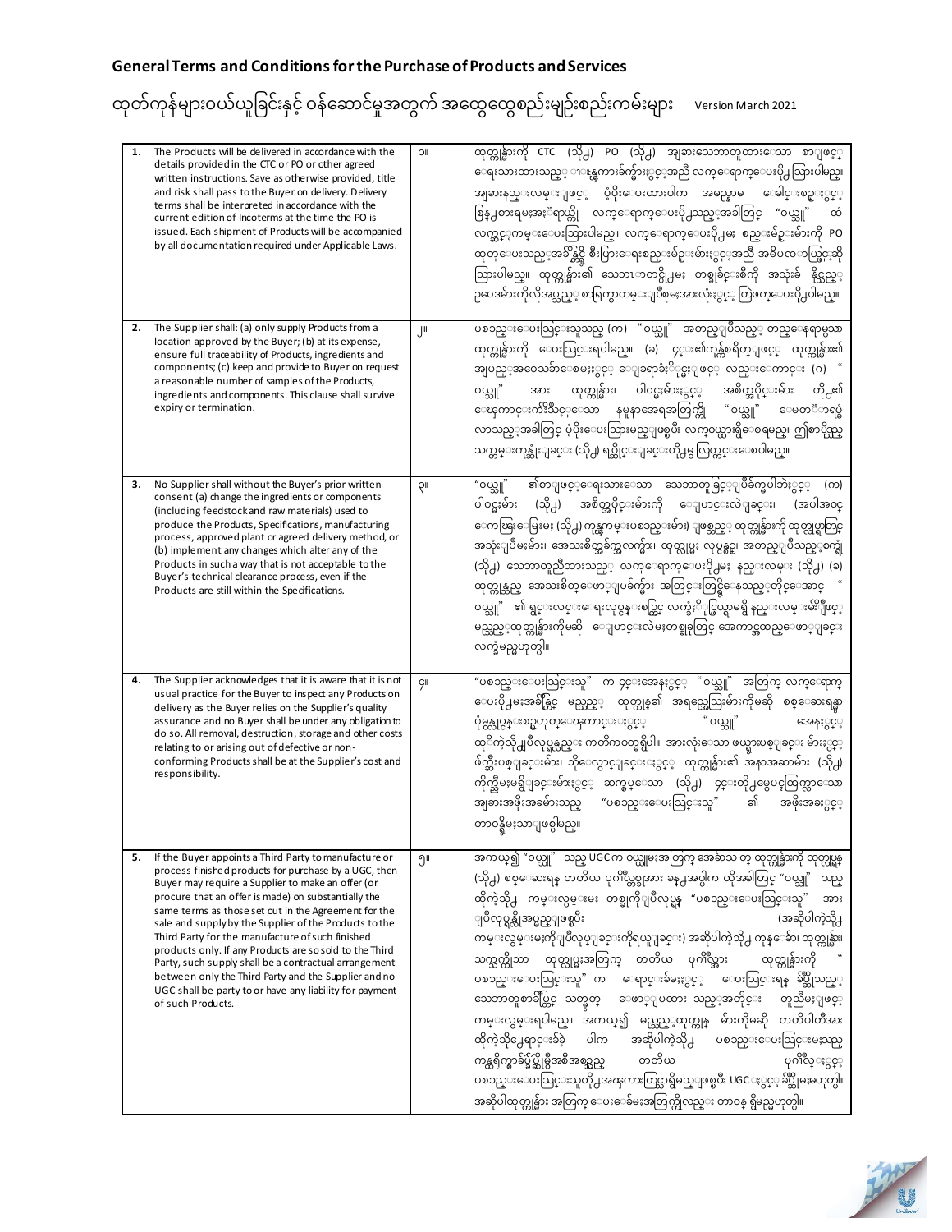## General Terms and Conditions for the Purchase of Products and Services

ထုတ်ကုန်များဝယ်ယူခြင်းနှင့် ဝန်ဆောင်မှုအတွက် အထွေထွေစည်းမျဉ်းစည်းကမ်းများ Version March 2021

| | | | |
|---|---|---|---|
| **1.** | The Products will be delivered in accordance with the details provided in the CTC or PO or other agreed written instructions. Save as otherwise provided, title and risk shall pass to the Buyer on delivery. Delivery terms shall be interpreted in accordance with the current edition of Incoterms at the time the PO is issued. Each shipment of Products will be accompanied by all documentation required under Applicable Laws. | ၁။ | ထုတ်ကုန်များကို CTC (သို့) PO (သို့) အခြားသဘောတူထားသော စာဖြင့် ရေးသားထားသည့် ညွှန်ကြားချက်များနှင့်အညီ လက်ရောက်ပေးပို့သွားပါမည်။ အခြားနည်းလမ်းဖြင့် ပံ့ပိုးပေးထားပါက အမည်နာမ ခေါင်းစဉ်နှင့် စွန့်စားရမှုအား "ဝယ်သူ" ထံ လက်ရောက်ပေးပို့သည့်အခါတွင် လွှဲပြောင်းပေးသွားပါမည်။ လက်ရောက်ပေးပို့မှု စည်းမျဉ်းများကို PO ထုတ်ပေးသည့်အချိန်ရှိ Incoterms ထုတ်ဝေမှုနှင့်အညီ အဓိပ္ပာယ်ဖွင့်ဆိုသွားပါမည်။ ထုတ်ကုန်များ၏ သယ်ဆောင်မှုတစ်ခုစီကို အသုံးချနိုင်သည့် ဥပဒေများကိုလိုအပ်သည့် စာရွက်စာတမ်းအားလုံးနှင့် တွဲဖက်ပေးပို့ပါမည်။ |
| **2.** | The Supplier shall: (a) only supply Products from a location approved by the Buyer; (b) at its expense, ensure full traceability of Products, ingredients and components; (c) keep and provide to Buyer on request a reasonable number of samples of the Products, ingredients and components. This clause shall survive expiry or termination. | ၂။ | ပစ္စည်းပေးသွင်းသူသည် (က) "ဝယ်သူ" အတည်ပြုသည့် တည်နေရာမှသာ ထုတ်ကုန်များကို ပေးသွင်းရပါမည်။ (ခ) ၎င်း၏ကုန်ကျစရိတ်ဖြင့် ထုတ်ကုန်များ၏ အပြည့်အဝ ခြေရာခံနိုင်မှုကို သေချာစေရမည်၊ ပါဝင်ပစ္စည်းများနှင့် အစိတ်အပိုင်းများ (ဂ) "ဝယ်သူ" အား ထုတ်ကုန်များ၊ ပါဝင်ပစ္စည်းများနှင့် အစိတ်အပိုင်းများ တို့၏ ကျိုးကြောင်းဆီလျော်သော နမူနာအရေအတွက်ကို "ဝယ်သူ" တောင်းဆိုလာသည့်အခါတွင် ပံ့ပိုးပေးသွားမည်ဖြစ်ပြီး လက်ဝယ်ထားရှိရမည်။ ဤစာပိုဒ်သည် သက်တမ်းကုန်ဆုံးခြင်း (သို့) ရပ်ဆိုင်းခြင်းတို့မှ လွတ်ကင်းစေပါမည်။ |
| **3.** | No Supplier shall without the Buyer's prior written consent (a) change the ingredients or components (including feedstock and raw materials) used to produce the Products, Specifications, manufacturing process, approved plant or agreed delivery method, or (b) implement any changes which alter any of the Products in such a way that is not acceptable to the Buyer's technical clearance process, even if the Products are still within the Specifications. | ၃။ | "ဝယ်သူ" ၏စာဖြင့်ရေးသားသော သဘောတူခွင့်ပြုချက်မပါဘဲနှင့် (က) ပါဝင်ပစ္စည်းများ (သို့) အစိတ်အပိုင်းများကို ပြောင်းလဲခြင်း (အပါအဝင် ကြွေးမြီများ (သို့) ကုန်ကြမ်းပစ္စည်းများ) ဖြစ်သည့် ထုတ်ကုန်များကို ထုတ်လုပ်ရာတွင် အသုံးပြုမှုများ၊ အသေးစိတ်ဖော်ပြချက်များ၊ ထုတ်လုပ်မှု လုပ်ငန်းစဉ်၊ အတည်ပြုသည့်စက်ရုံ (သို့) သဘောတူညီထားသည့် လက်ရောက်ပေးပို့မှု နည်းလမ်း (သို့) (ခ) ထုတ်ကုန်သည် အသေးစိတ်ဖော်ပြချက်များ အတွင်းတွင်ရှိနေသည့်တိုင်အောင် "ဝယ်သူ" ၏ ရှင်းလင်းရေးလုပ်ငန်းစဉ်တွင် လက်ခံနိုင်ဖွယ်မရှိ နည်းလမ်းမျိုးဖြင့် မည်သည့်ထုတ်ကုန်များကိုမဆို ပြောင်းလဲမှုတစ်ခုခုတွင် အကောင်အထည်ဖော်ခြင်း လက်ခံမည်မဟုတ်ပါ။ |
| **4.** | The Supplier acknowledges that it is aware that it is not usual practice for the Buyer to inspect any Products on delivery as the Buyer relies on the Supplier's quality assurance and no Buyer shall be under any obligation to do so. All removal, destruction, storage and other costs relating to or arising out of defective or non-conforming Products shall be at the Supplier's cost and responsibility. | ၄။ | "ပစ္စည်းပေးသွင်းသူ" က ၎င်းအနေနှင့် "ဝယ်သူ" အတွက် လက်ရောက်ပေးပို့မှုအချိန်တွင် မည်သည့် ထုတ်ကုန်၏ အရည်အသွေးများကိုမဆို စစ်ဆေးရန် ပုံမှန်လုပ်ငန်းစဉ်မဟုတ်ကြောင်းနှင့် "ဝယ်သူ" အနေနှင့် ထိုကဲ့သို့ပြုလုပ်ရန် ကတိကဝတ်ရှိပါ။ အားလုံးသော ဖယ်ရှားပစ်ခြင်းများနှင့် ဖျက်ဆီးပစ်ခြင်းများ၊ သိုလှောင်ခြင်းနှင့် ထုတ်ကုန်များ၏ အနာအဆာများ (သို့) ကိုက်ညီမှုမရှိခြင်းများနှင့် ဆက်စပ်သော (သို့) ၎င်းတို့မှပေါ်ထွက်လာသော အခြားအဖိုးအခများသည် "ပစ္စည်းပေးသွင်းသူ" ၏ အဖိုးအခနှင့် တာဝန်ရှိမှုသာဖြစ်စေမည်။ |
| **5.** | If the Buyer appoints a Third Party to manufacture or process finished products for purchase by a UGC, then Buyer may require a Supplier to make an offer (or procure that an offer is made) on substantially the same terms as those set out in the Agreement for the sale and supply by the Supplier of the Products to the Third Party for the manufacture of such finished products only. If any Products are so sold to the Third Party, such supply shall be a contractual arrangement between only the Third Party and the Supplier and no UGC shall be party to or have any liability for payment of such Products. | ၅။ | အကယ်၍ "ဝယ်သူ" သည် UGC က ဝယ်ယူမှုအတွက် အချောသတ် ထုတ်ကုန်များကို ထုတ်လုပ်ရန် (သို့) စစ်ဆေးရန် တတိယ ပုဂ္ဂိုလ်တစ်ဦးအား ခန့်အပ်ပါက ထိုအခါတွင် "ဝယ်သူ" သည် ထိုကဲ့သို့ ကမ်းလှမ်းမှု တစ်ခုကိုပြုလုပ်ရန် "ပစ္စည်းပေးသွင်းသူ" အား ပြုလုပ်ခိုင်းနိုင်ပြီး (အဆိုပါကဲ့သို့ ကမ်းလှမ်းမှုကိုပြုလုပ်ခြင်းကိုရယူခြင်း) အဆိုပါကဲ့သို့ ကုန်ချော၊ ထုတ်ကုန်များ၏ သက်ဆိုင်သော ထုတ်လုပ်မှုအတွက် တတိယ ပုဂ္ဂိုလ်အား ထုတ်ကုန်များကို "ပစ္စည်းပေးသွင်းသူ" က ရောင်းချမှုနှင့် ပေးသွင်းရန် ချိတ်ဆိုသည့် သဘောတူစာချုပ်တွင် သတ်မှတ် ဖော်ပြထားသည့်အတိုင်း တူညီမှုဖြင့် ကမ်းလှမ်းရပါမည်။ အကယ်၍ မည်သည့်ထုတ်ကုန် များကိုမဆို တတိယပါတီအား ထိုကဲ့သို့ရောင်းချခဲ့ပါက အဆိုပါကဲ့သို့ ပစ္စည်းပေးသွင်းမှုသည် ကန်ထရိုက်အခြေပြုအစီအစဉ်သည် တတိယ ပုဂ္ဂိုလ်နှင့် ပစ္စည်းပေးသွင်းသူတို့အကြားတွင်သာရှိမည်ဖြစ်ပြီး UGC နှင့် ချိတ်ဆိုမှုမဟုတ်ပါ။ အဆိုပါထုတ်ကုန်များ အတွက် ပေးချေမှုအတွက်လည်း တာဝန် ရှိမည်မဟုတ်ပါ။ |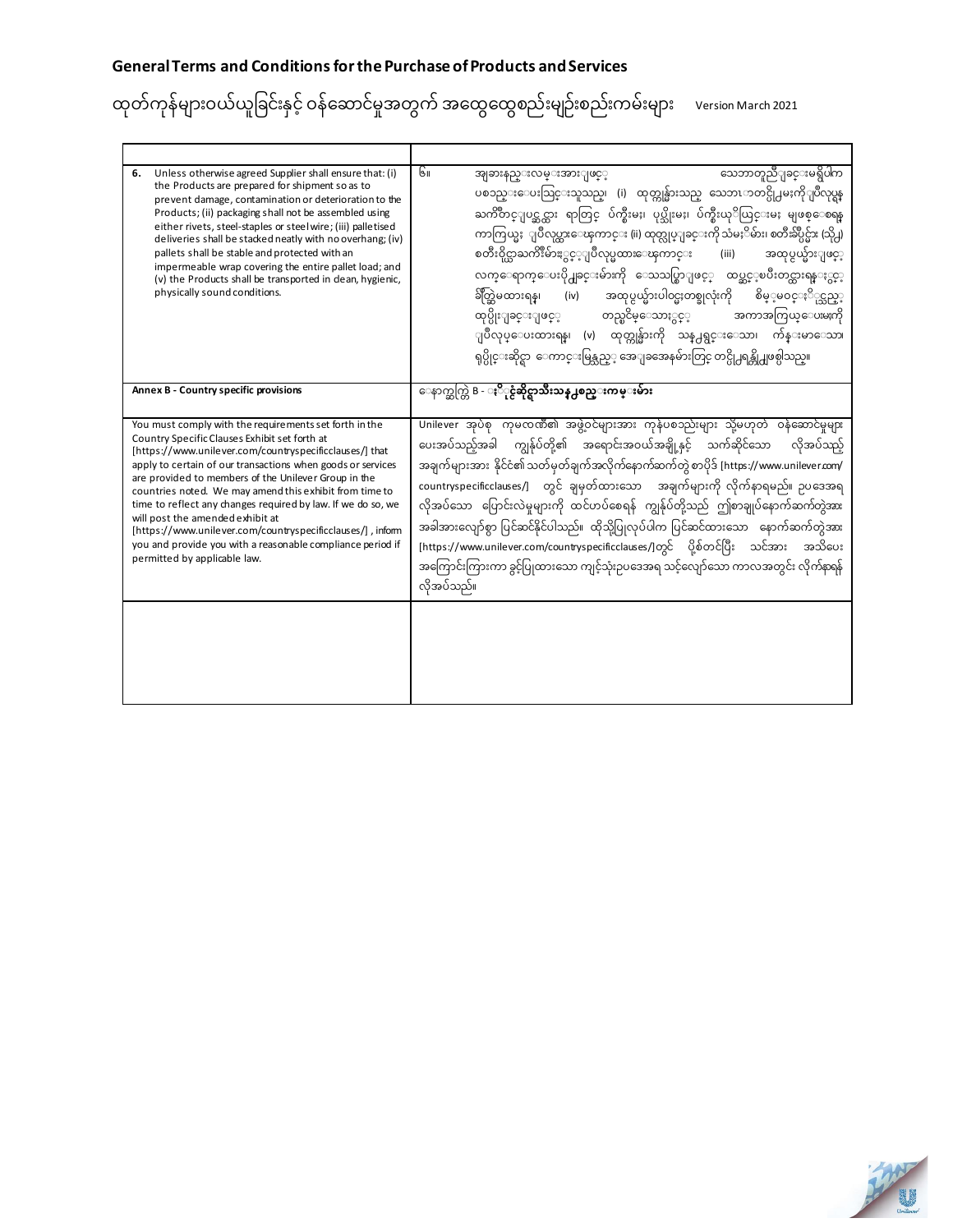**General Terms and Conditions for the Purchase of Products and Services**

ထုတ်ကုန်များဝယ်ယူခြင်းနှင့် ဝန်ဆောင်မှုအတွက် အထွေထွေစည်းမျဉ်းစည်းကမ်းများ Version March 2021

| | |
|---|---|
| | |
| **6.** Unless otherwise agreed Supplier shall ensure that: (i) the Products are prepared for shipment so as to prevent damage, contamination or deterioration to the Products; (ii) packaging shall not be assembled using either rivets, steel-staples or steel wire; (iii) palletised deliveries shall be stacked neatly with no overhang; (iv) pallets shall be stable and protected with an impermeable wrap covering the entire pallet load; and (v) the Products shall be transported in clean, hygienic, physically sound conditions. | ၆။ အခြားနည်းလမ်းအားဖြင့် သဘောတူညီခြင်းမရှိပါက ပစ္စည်းပေးသွင်းသူသည်၊ (i) ထုတ်ကုန်များသည် သဘောင်္တင်ပို့မှုကိုပြင်ဆင်ရာတွင် ပျက်စီးမှု၊ ညစ်ညမ်းမှု၊ ပျက်စီးယိုယွင်းမှု မဖြစ်စေရန် ကာကွယ်မှု ပြုလုပ်ထားကြောင်း (ii) ထုပ်ပိုးခြင်းကို သံမှိုများ၊ စတီးချိတ်များ (သို့) စတီးဝိုင်ယာကြိုးများနှင့်ပြုလုပ်ထားကြောင်း (iii) အထုပ်ပုံးများဖြင့် လက်ရောက်ပေးပို့ခြင်းများကို သေသပ်စွာဖြင့် ထပ်ဆင့်ပြီးတင်ထားရန်နှင့် ချိတ်ဆွဲမထားရန်၊ (iv) အထုပ်ပုံးပါဝင်မှုတစ်ခုလုံးကို စိမ့်မဝင်နိုင်သည့် ထုပ်ပိုးခြင်းဖြင့် တည်ငြိမ်သောနှင့် အကာအကွယ်ပေးမှုကို ပြုလုပ်ပေးထားရန်၊ (v) ထုတ်ကုန်များကို သန့်ရှင်းသော၊ ကျန်းမာသော၊ ရုပ်ပိုင်းဆိုင်ရာ ကောင်းမွန်သည့် အခြေအနေများတွင် တင်ပို့ရန်တို့ဖြစ်ပါသည်။ |
| **Annex B - Country specific provisions** | နောက်ဆက်တွဲ B - **နိုင်ငံဆိုင်ရာသီးသန့်စည်းကမ်းများ** |
| You must comply with the requirements set forth in the Country Specific Clauses Exhibit set forth at [https://www.unilever.com/countryspecificclauses/] that apply to certain of our transactions when goods or services are provided to members of the Unilever Group in the countries noted. We may amend this exhibit from time to time to reflect any changes required by law. If we do so, we will post the amended exhibit at [https://www.unilever.com/countryspecificclauses/], inform you and provide you with a reasonable compliance period if permitted by applicable law. | Unilever အုပ်စု ကုမဏီ၏ အဖွဲ့ဝင်များအား ကုန်ပစ္စည်းများ သို့မဟုတ် ဝန်ဆောင်မှုများ ပေးအပ်သည့်အခါ ကျွန်ုပ်တို့၏ အရောင်းအဝယ်အချို့နှင့် သက်ဆိုင်သော လိုအပ်သည့် အချက်များအား နိုင်ငံ၏သတ်မှတ်ချက်အလိုက်နောက်ဆက်တွဲ စာပိုဒ် [https://www.unilever.com/countryspecificclauses/] တွင် ချမှတ်ထားသော အချက်များကို လိုက်နာရမည်။ ဥပဒေအရ လိုအပ်သော ပြောင်းလဲမှုများကို ထင်ဟပ်စေရန် ကျွန်ုပ်တို့သည် ဤစာချုပ်နောက်ဆက်တွဲအား အခါအားလျော်စွာ ပြင်ဆင်နိုင်ပါသည်။ ထိုသို့ပြုလုပ်ပါက ပြင်ဆင်ထားသော နောက်ဆက်တွဲအား [https://www.unilever.com/countryspecificclauses/]တွင် ပို့စ်တင်ပြီး သင်အား အသိပေး အကြောင်းကြားကာ ခွင့်ပြုထားသော ကျင့်သုံးဥပဒေအရ သင့်လျော်သော ကာလအတွင်း လိုက်နာရန် လိုအပ်သည်။ |
| | |